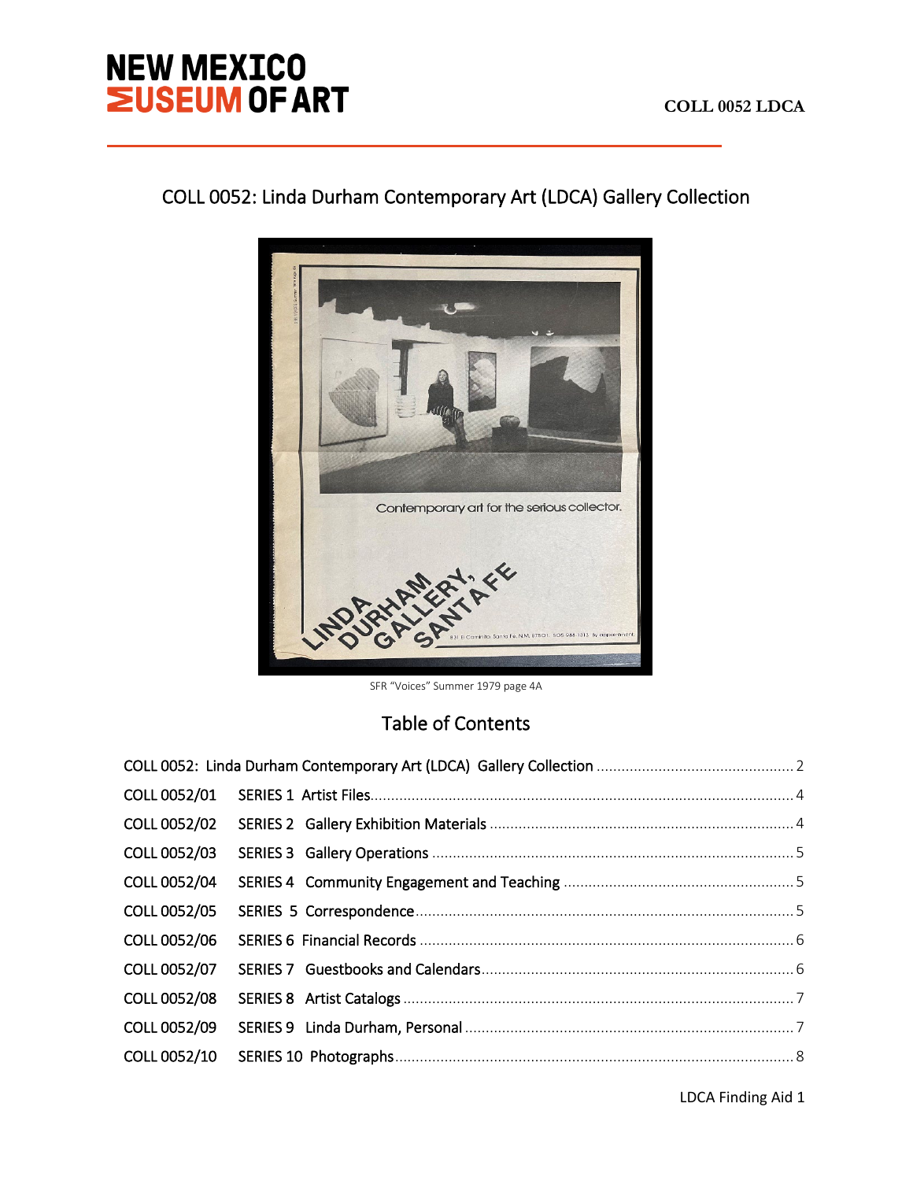# COLL 0052: Linda Durham Contemporary Art (LDCA) Gallery Collection

SFR "Voices" Summer 1979 page 4A

## Table of Contents

| | | |
|---|---|---|
| COLL 0052: Linda Durham Contemporary Art (LDCA) Gallery Collection | | 2 |
| COLL 0052/01 | SERIES 1 Artist Files | 4 |
| COLL 0052/02 | SERIES 2 Gallery Exhibition Materials | 4 |
| COLL 0052/03 | SERIES 3 Gallery Operations | 5 |
| COLL 0052/04 | SERIES 4 Community Engagement and Teaching | 5 |
| COLL 0052/05 | SERIES 5 Correspondence | 5 |
| COLL 0052/06 | SERIES 6 Financial Records | 6 |
| COLL 0052/07 | SERIES 7 Guestbooks and Calendars | 6 |
| COLL 0052/08 | SERIES 8 Artist Catalogs | 7 |
| COLL 0052/09 | SERIES 9 Linda Durham, Personal | 7 |
| COLL 0052/10 | SERIES 10 Photographs | 8 |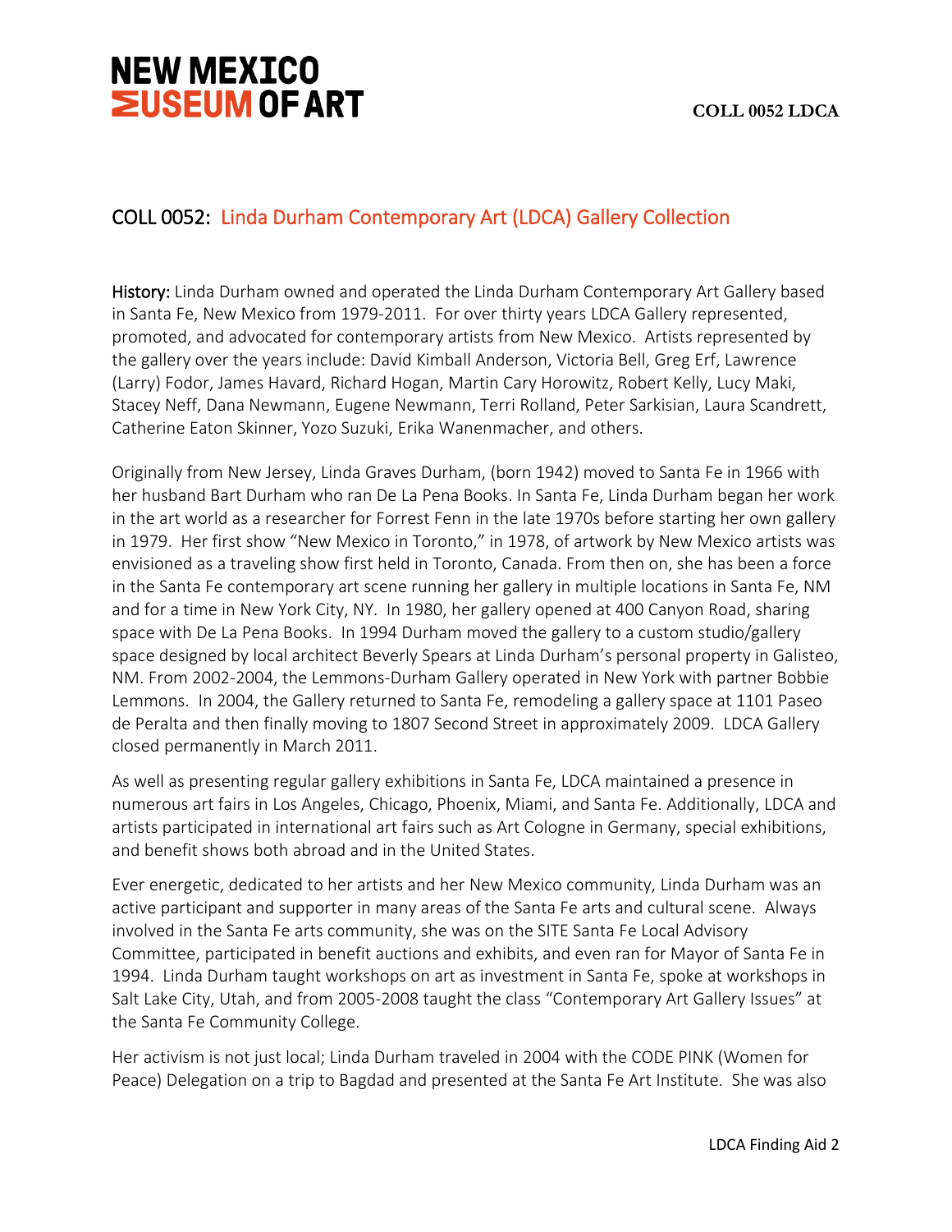## COLL 0052: Linda Durham Contemporary Art (LDCA) Gallery Collection

**History:** Linda Durham owned and operated the Linda Durham Contemporary Art Gallery based in Santa Fe, New Mexico from 1979-2011. For over thirty years LDCA Gallery represented, promoted, and advocated for contemporary artists from New Mexico. Artists represented by the gallery over the years include: David Kimball Anderson, Victoria Bell, Greg Erf, Lawrence (Larry) Fodor, James Havard, Richard Hogan, Martin Cary Horowitz, Robert Kelly, Lucy Maki, Stacey Neff, Dana Newmann, Eugene Newmann, Terri Rolland, Peter Sarkisian, Laura Scandrett, Catherine Eaton Skinner, Yozo Suzuki, Erika Wanenmacher, and others.

Originally from New Jersey, Linda Graves Durham, (born 1942) moved to Santa Fe in 1966 with her husband Bart Durham who ran De La Pena Books. In Santa Fe, Linda Durham began her work in the art world as a researcher for Forrest Fenn in the late 1970s before starting her own gallery in 1979. Her first show "New Mexico in Toronto," in 1978, of artwork by New Mexico artists was envisioned as a traveling show first held in Toronto, Canada. From then on, she has been a force in the Santa Fe contemporary art scene running her gallery in multiple locations in Santa Fe, NM and for a time in New York City, NY. In 1980, her gallery opened at 400 Canyon Road, sharing space with De La Pena Books. In 1994 Durham moved the gallery to a custom studio/gallery space designed by local architect Beverly Spears at Linda Durham's personal property in Galisteo, NM. From 2002-2004, the Lemmons-Durham Gallery operated in New York with partner Bobbie Lemmons. In 2004, the Gallery returned to Santa Fe, remodeling a gallery space at 1101 Paseo de Peralta and then finally moving to 1807 Second Street in approximately 2009. LDCA Gallery closed permanently in March 2011.

As well as presenting regular gallery exhibitions in Santa Fe, LDCA maintained a presence in numerous art fairs in Los Angeles, Chicago, Phoenix, Miami, and Santa Fe. Additionally, LDCA and artists participated in international art fairs such as Art Cologne in Germany, special exhibitions, and benefit shows both abroad and in the United States.

Ever energetic, dedicated to her artists and her New Mexico community, Linda Durham was an active participant and supporter in many areas of the Santa Fe arts and cultural scene. Always involved in the Santa Fe arts community, she was on the SITE Santa Fe Local Advisory Committee, participated in benefit auctions and exhibits, and even ran for Mayor of Santa Fe in 1994. Linda Durham taught workshops on art as investment in Santa Fe, spoke at workshops in Salt Lake City, Utah, and from 2005-2008 taught the class "Contemporary Art Gallery Issues" at the Santa Fe Community College.

Her activism is not just local; Linda Durham traveled in 2004 with the CODE PINK (Women for Peace) Delegation on a trip to Bagdad and presented at the Santa Fe Art Institute. She was also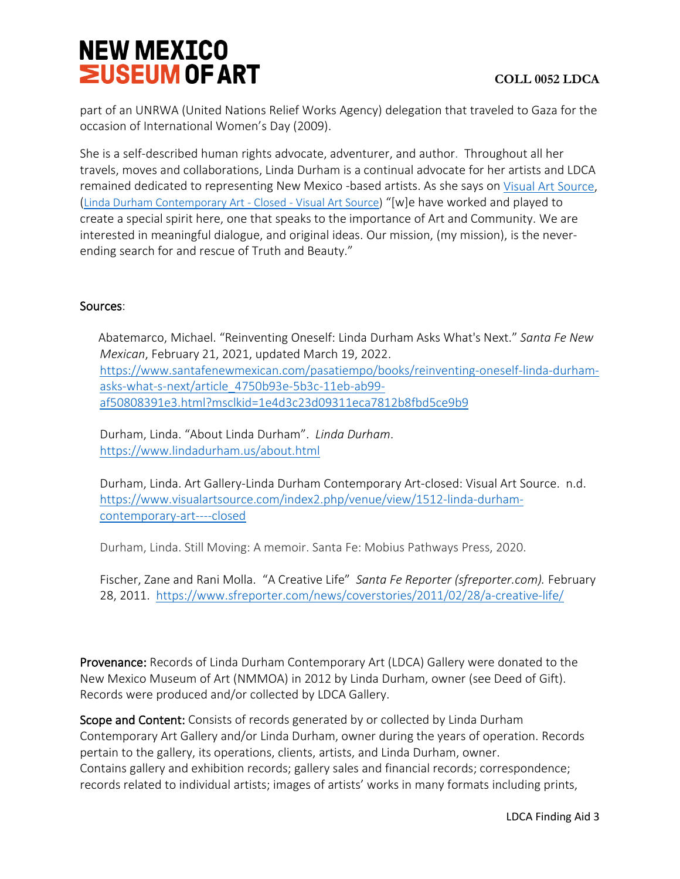part of an UNRWA (United Nations Relief Works Agency) delegation that traveled to Gaza for the occasion of International Women's Day (2009).

She is a self-described human rights advocate, adventurer, and author. Throughout all her travels, moves and collaborations, Linda Durham is a continual advocate for her artists and LDCA remained dedicated to representing New Mexico -based artists. As she says on Visual Art Source, (Linda Durham Contemporary Art - Closed - Visual Art Source) "[w]e have worked and played to create a special spirit here, one that speaks to the importance of Art and Community. We are interested in meaningful dialogue, and original ideas. Our mission, (my mission), is the never-ending search for and rescue of Truth and Beauty."

Sources:

Abatemarco, Michael. "Reinventing Oneself: Linda Durham Asks What's Next." *Santa Fe New Mexican*, February 21, 2021, updated March 19, 2022. https://www.santafenewmexican.com/pasatiempo/books/reinventing-oneself-linda-durham-asks-what-s-next/article_4750b93e-5b3c-11eb-ab99-af50808391e3.html?msclkid=1e4d3c23d09311eca7812b8fbd5ce9b9

Durham, Linda. "About Linda Durham". *Linda Durham*. https://www.lindadurham.us/about.html

Durham, Linda. Art Gallery-Linda Durham Contemporary Art-closed: Visual Art Source. n.d. https://www.visualartsource.com/index2.php/venue/view/1512-linda-durham-contemporary-art----closed

Durham, Linda. Still Moving: A memoir. Santa Fe: Mobius Pathways Press, 2020.

Fischer, Zane and Rani Molla. "A Creative Life" *Santa Fe Reporter (sfreporter.com).* February 28, 2011. https://www.sfreporter.com/news/coverstories/2011/02/28/a-creative-life/

**Provenance:** Records of Linda Durham Contemporary Art (LDCA) Gallery were donated to the New Mexico Museum of Art (NMMOA) in 2012 by Linda Durham, owner (see Deed of Gift). Records were produced and/or collected by LDCA Gallery.

**Scope and Content:** Consists of records generated by or collected by Linda Durham Contemporary Art Gallery and/or Linda Durham, owner during the years of operation. Records pertain to the gallery, its operations, clients, artists, and Linda Durham, owner. Contains gallery and exhibition records; gallery sales and financial records; correspondence; records related to individual artists; images of artists' works in many formats including prints,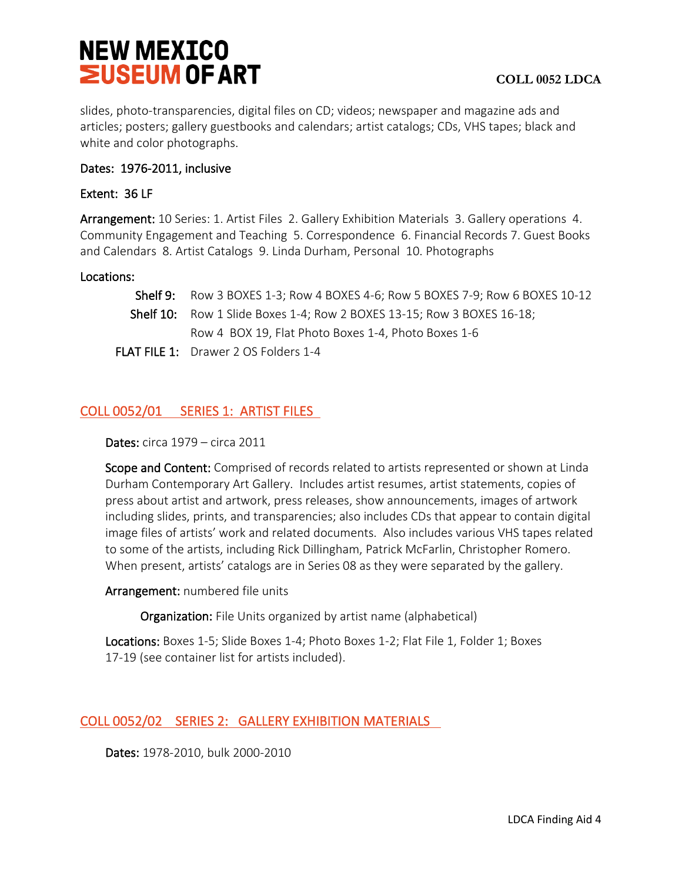slides, photo-transparencies, digital files on CD; videos; newspaper and magazine ads and articles; posters; gallery guestbooks and calendars; artist catalogs; CDs, VHS tapes; black and white and color photographs.

Dates: 1976-2011, inclusive

Extent: 36 LF

**Arrangement:** 10 Series: 1. Artist Files 2. Gallery Exhibition Materials 3. Gallery operations 4. Community Engagement and Teaching 5. Correspondence 6. Financial Records 7. Guest Books and Calendars 8. Artist Catalogs 9. Linda Durham, Personal 10. Photographs

**Locations:**

| | |
|---|---|
| **Shelf 9:** | Row 3 BOXES 1-3; Row 4 BOXES 4-6; Row 5 BOXES 7-9; Row 6 BOXES 10-12 |
| **Shelf 10:** | Row 1 Slide Boxes 1-4; Row 2 BOXES 13-15; Row 3 BOXES 16-18; Row 4 BOX 19, Flat Photo Boxes 1-4, Photo Boxes 1-6 |
| **FLAT FILE 1:** | Drawer 2 OS Folders 1-4 |

## COLL 0052/01 SERIES 1: ARTIST FILES

**Dates:** circa 1979 – circa 2011

**Scope and Content:** Comprised of records related to artists represented or shown at Linda Durham Contemporary Art Gallery. Includes artist resumes, artist statements, copies of press about artist and artwork, press releases, show announcements, images of artwork including slides, prints, and transparencies; also includes CDs that appear to contain digital image files of artists' work and related documents. Also includes various VHS tapes related to some of the artists, including Rick Dillingham, Patrick McFarlin, Christopher Romero. When present, artists' catalogs are in Series 08 as they were separated by the gallery.

**Arrangement:** numbered file units

**Organization:** File Units organized by artist name (alphabetical)

**Locations:** Boxes 1-5; Slide Boxes 1-4; Photo Boxes 1-2; Flat File 1, Folder 1; Boxes 17-19 (see container list for artists included).

## COLL 0052/02 SERIES 2: GALLERY EXHIBITION MATERIALS

**Dates:** 1978-2010, bulk 2000-2010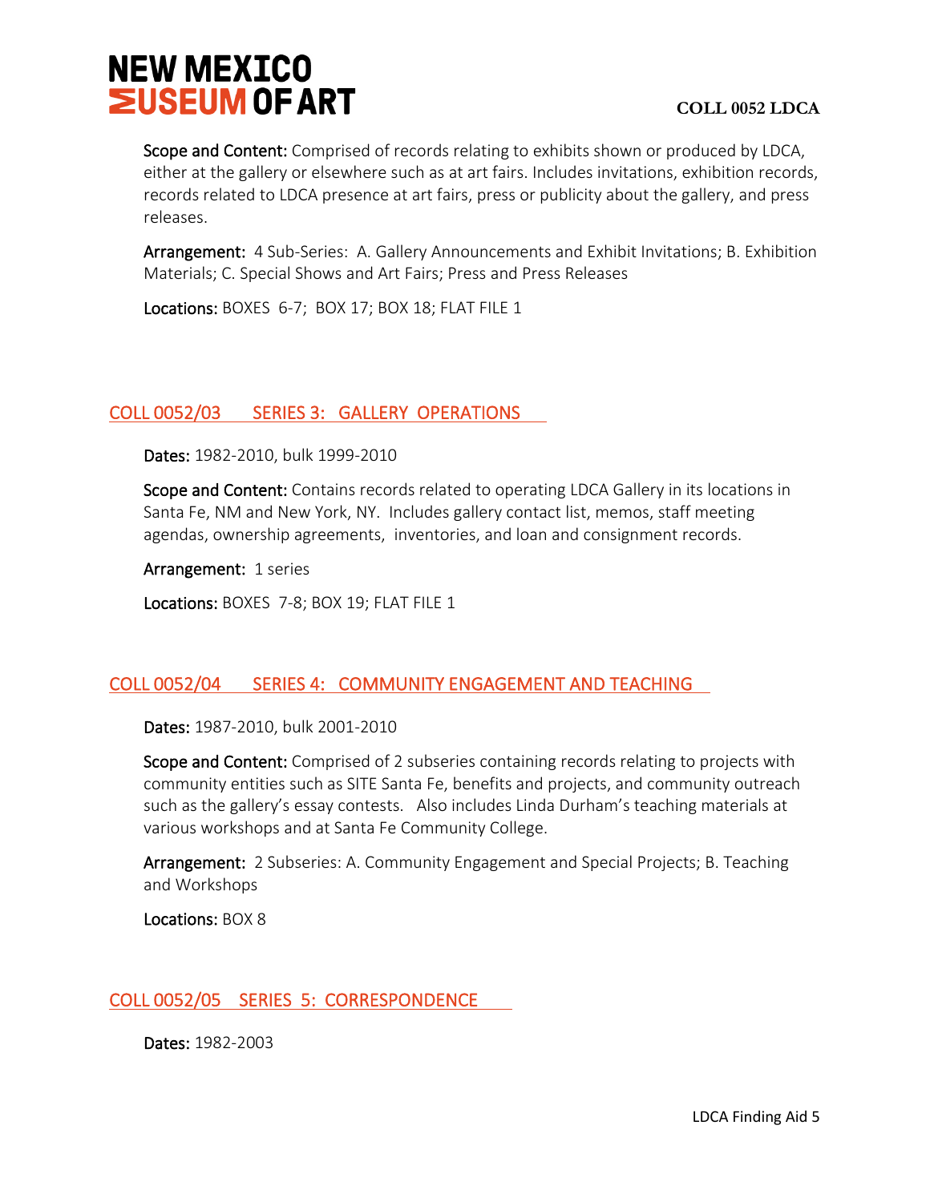**Scope and Content:** Comprised of records relating to exhibits shown or produced by LDCA, either at the gallery or elsewhere such as at art fairs. Includes invitations, exhibition records, records related to LDCA presence at art fairs, press or publicity about the gallery, and press releases.

**Arrangement:** 4 Sub-Series: A. Gallery Announcements and Exhibit Invitations; B. Exhibition Materials; C. Special Shows and Art Fairs; Press and Press Releases

**Locations:** BOXES 6-7; BOX 17; BOX 18; FLAT FILE 1

## COLL 0052/03 SERIES 3: GALLERY OPERATIONS

**Dates:** 1982-2010, bulk 1999-2010

**Scope and Content:** Contains records related to operating LDCA Gallery in its locations in Santa Fe, NM and New York, NY. Includes gallery contact list, memos, staff meeting agendas, ownership agreements, inventories, and loan and consignment records.

**Arrangement:** 1 series

**Locations:** BOXES 7-8; BOX 19; FLAT FILE 1

## COLL 0052/04 SERIES 4: COMMUNITY ENGAGEMENT AND TEACHING

**Dates:** 1987-2010, bulk 2001-2010

**Scope and Content:** Comprised of 2 subseries containing records relating to projects with community entities such as SITE Santa Fe, benefits and projects, and community outreach such as the gallery's essay contests. Also includes Linda Durham's teaching materials at various workshops and at Santa Fe Community College.

**Arrangement:** 2 Subseries: A. Community Engagement and Special Projects; B. Teaching and Workshops

**Locations:** BOX 8

## COLL 0052/05 SERIES 5: CORRESPONDENCE

**Dates:** 1982-2003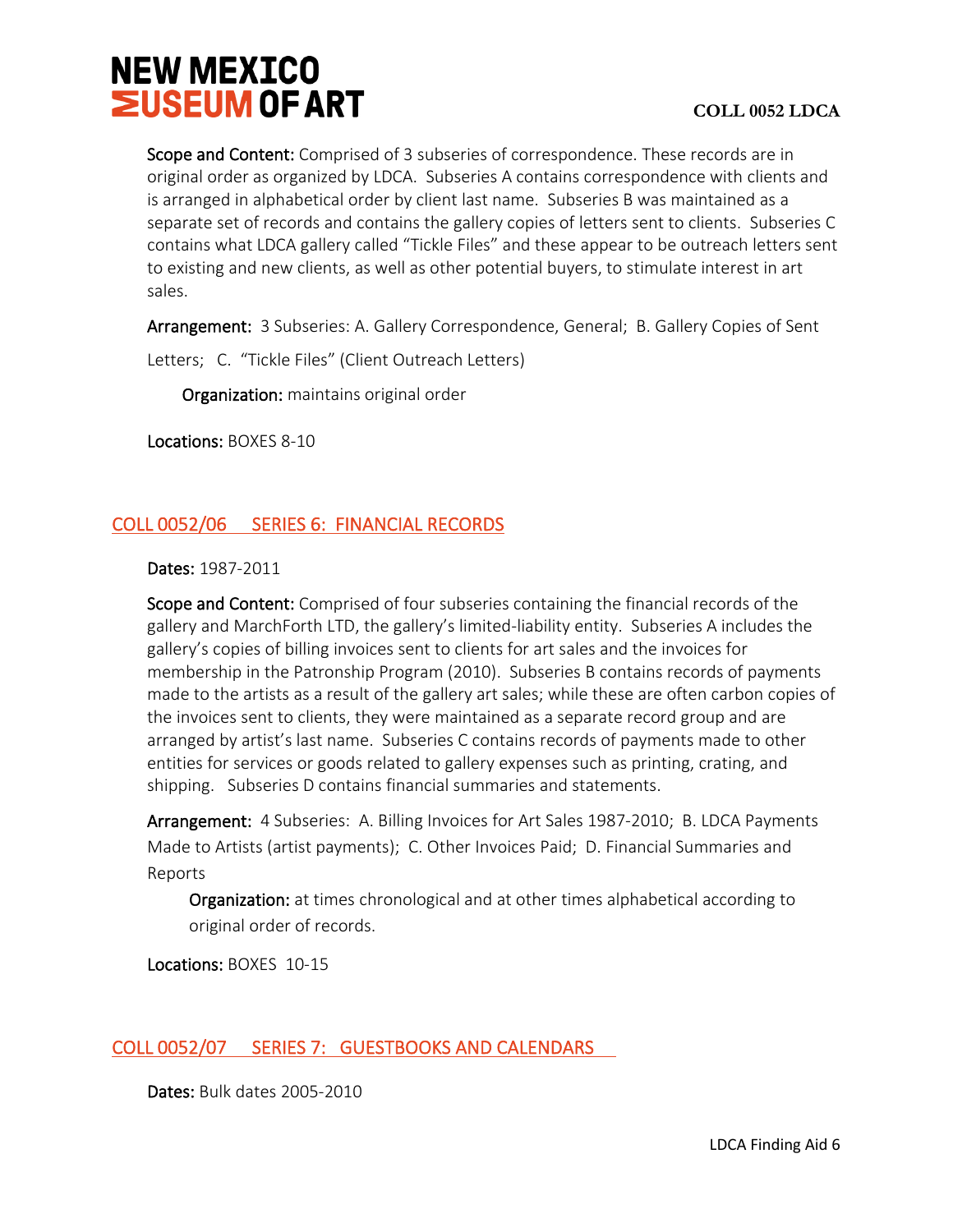**Scope and Content:** Comprised of 3 subseries of correspondence. These records are in original order as organized by LDCA. Subseries A contains correspondence with clients and is arranged in alphabetical order by client last name. Subseries B was maintained as a separate set of records and contains the gallery copies of letters sent to clients. Subseries C contains what LDCA gallery called "Tickle Files" and these appear to be outreach letters sent to existing and new clients, as well as other potential buyers, to stimulate interest in art sales.

**Arrangement:** 3 Subseries: A. Gallery Correspondence, General; B. Gallery Copies of Sent Letters; C. "Tickle Files" (Client Outreach Letters)

**Organization:** maintains original order

**Locations:** BOXES 8-10

## COLL 0052/06 SERIES 6: FINANCIAL RECORDS

**Dates:** 1987-2011

**Scope and Content:** Comprised of four subseries containing the financial records of the gallery and MarchForth LTD, the gallery's limited-liability entity. Subseries A includes the gallery's copies of billing invoices sent to clients for art sales and the invoices for membership in the Patronship Program (2010). Subseries B contains records of payments made to the artists as a result of the gallery art sales; while these are often carbon copies of the invoices sent to clients, they were maintained as a separate record group and are arranged by artist's last name. Subseries C contains records of payments made to other entities for services or goods related to gallery expenses such as printing, crating, and shipping. Subseries D contains financial summaries and statements.

**Arrangement:** 4 Subseries: A. Billing Invoices for Art Sales 1987-2010; B. LDCA Payments Made to Artists (artist payments); C. Other Invoices Paid; D. Financial Summaries and Reports

**Organization:** at times chronological and at other times alphabetical according to original order of records.

**Locations:** BOXES 10-15

## COLL 0052/07 SERIES 7: GUESTBOOKS AND CALENDARS

**Dates:** Bulk dates 2005-2010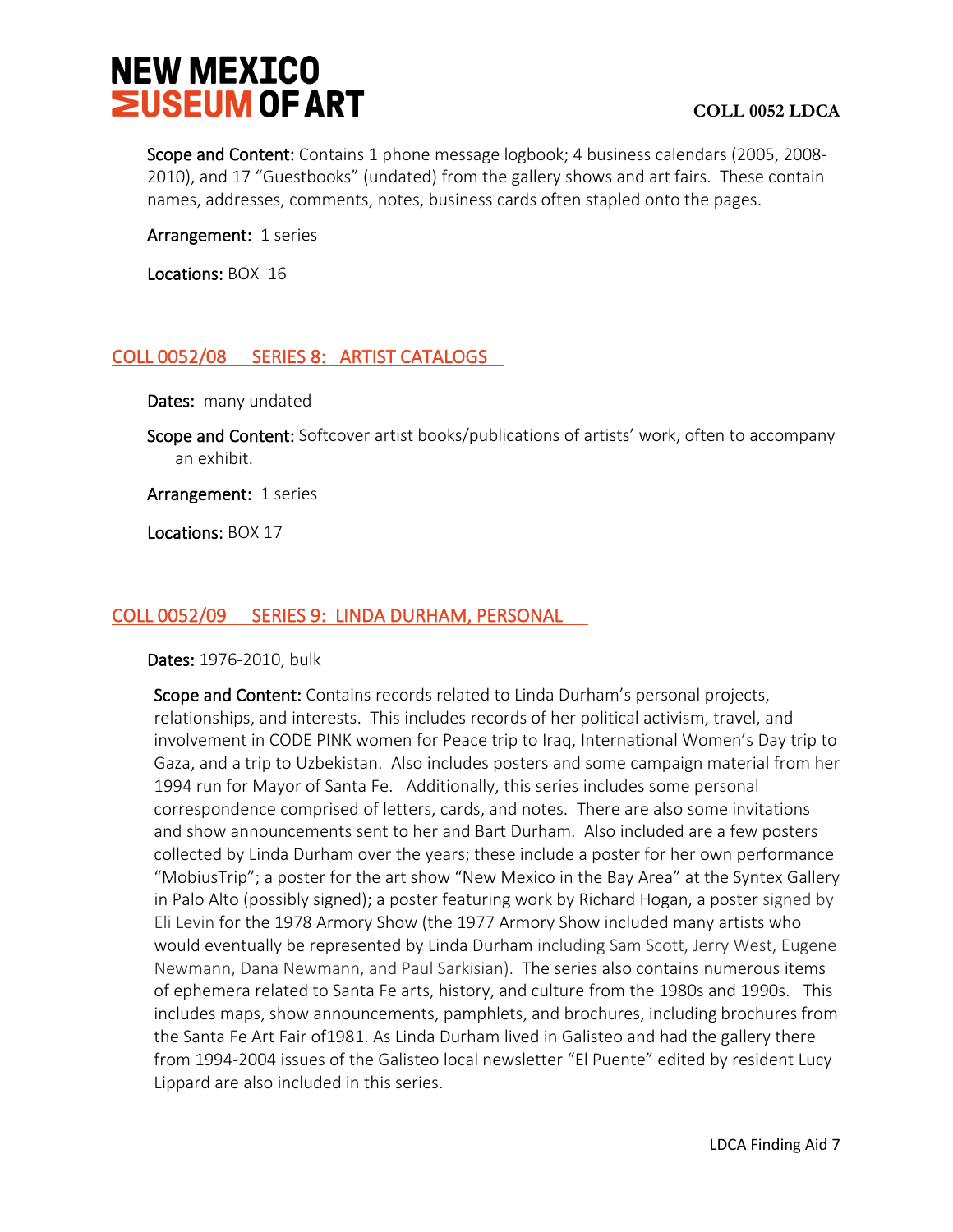**Scope and Content:** Contains 1 phone message logbook; 4 business calendars (2005, 2008-2010), and 17 "Guestbooks" (undated) from the gallery shows and art fairs. These contain names, addresses, comments, notes, business cards often stapled onto the pages.

**Arrangement:** 1 series

**Locations:** BOX 16

## COLL 0052/08 SERIES 8: ARTIST CATALOGS

**Dates:** many undated

**Scope and Content:** Softcover artist books/publications of artists' work, often to accompany an exhibit.

**Arrangement:** 1 series

**Locations:** BOX 17

## COLL 0052/09 SERIES 9: LINDA DURHAM, PERSONAL

**Dates:** 1976-2010, bulk

**Scope and Content:** Contains records related to Linda Durham's personal projects, relationships, and interests. This includes records of her political activism, travel, and involvement in CODE PINK women for Peace trip to Iraq, International Women's Day trip to Gaza, and a trip to Uzbekistan. Also includes posters and some campaign material from her 1994 run for Mayor of Santa Fe. Additionally, this series includes some personal correspondence comprised of letters, cards, and notes. There are also some invitations and show announcements sent to her and Bart Durham. Also included are a few posters collected by Linda Durham over the years; these include a poster for her own performance "MobiusTrip"; a poster for the art show "New Mexico in the Bay Area" at the Syntex Gallery in Palo Alto (possibly signed); a poster featuring work by Richard Hogan, a poster signed by Eli Levin for the 1978 Armory Show (the 1977 Armory Show included many artists who would eventually be represented by Linda Durham including Sam Scott, Jerry West, Eugene Newmann, Dana Newmann, and Paul Sarkisian). The series also contains numerous items of ephemera related to Santa Fe arts, history, and culture from the 1980s and 1990s. This includes maps, show announcements, pamphlets, and brochures, including brochures from the Santa Fe Art Fair of1981. As Linda Durham lived in Galisteo and had the gallery there from 1994-2004 issues of the Galisteo local newsletter "El Puente" edited by resident Lucy Lippard are also included in this series.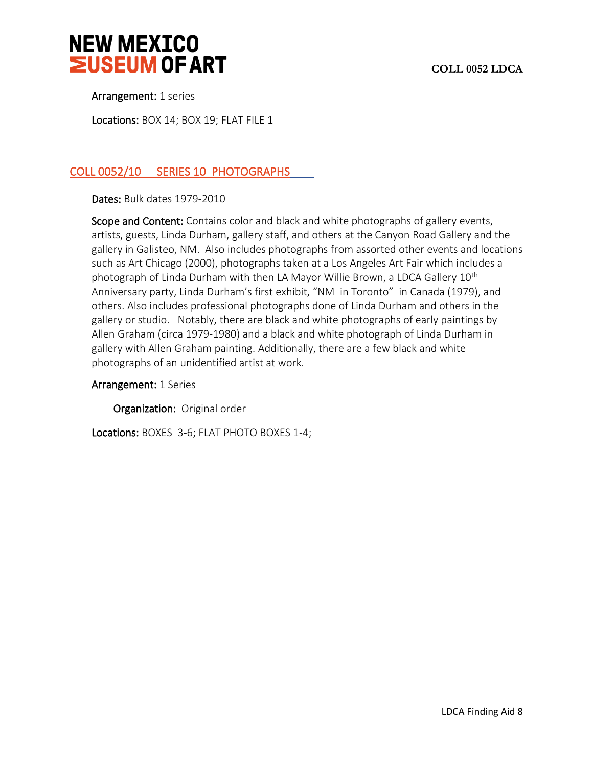Arrangement: 1 series

Locations: BOX 14; BOX 19; FLAT FILE 1

## COLL 0052/10 SERIES 10 PHOTOGRAPHS

Dates: Bulk dates 1979-2010

Scope and Content: Contains color and black and white photographs of gallery events, artists, guests, Linda Durham, gallery staff, and others at the Canyon Road Gallery and the gallery in Galisteo, NM. Also includes photographs from assorted other events and locations such as Art Chicago (2000), photographs taken at a Los Angeles Art Fair which includes a photograph of Linda Durham with then LA Mayor Willie Brown, a LDCA Gallery 10th Anniversary party, Linda Durham's first exhibit, "NM in Toronto" in Canada (1979), and others. Also includes professional photographs done of Linda Durham and others in the gallery or studio. Notably, there are black and white photographs of early paintings by Allen Graham (circa 1979-1980) and a black and white photograph of Linda Durham in gallery with Allen Graham painting. Additionally, there are a few black and white photographs of an unidentified artist at work.

Arrangement: 1 Series

Organization: Original order

Locations: BOXES 3-6; FLAT PHOTO BOXES 1-4;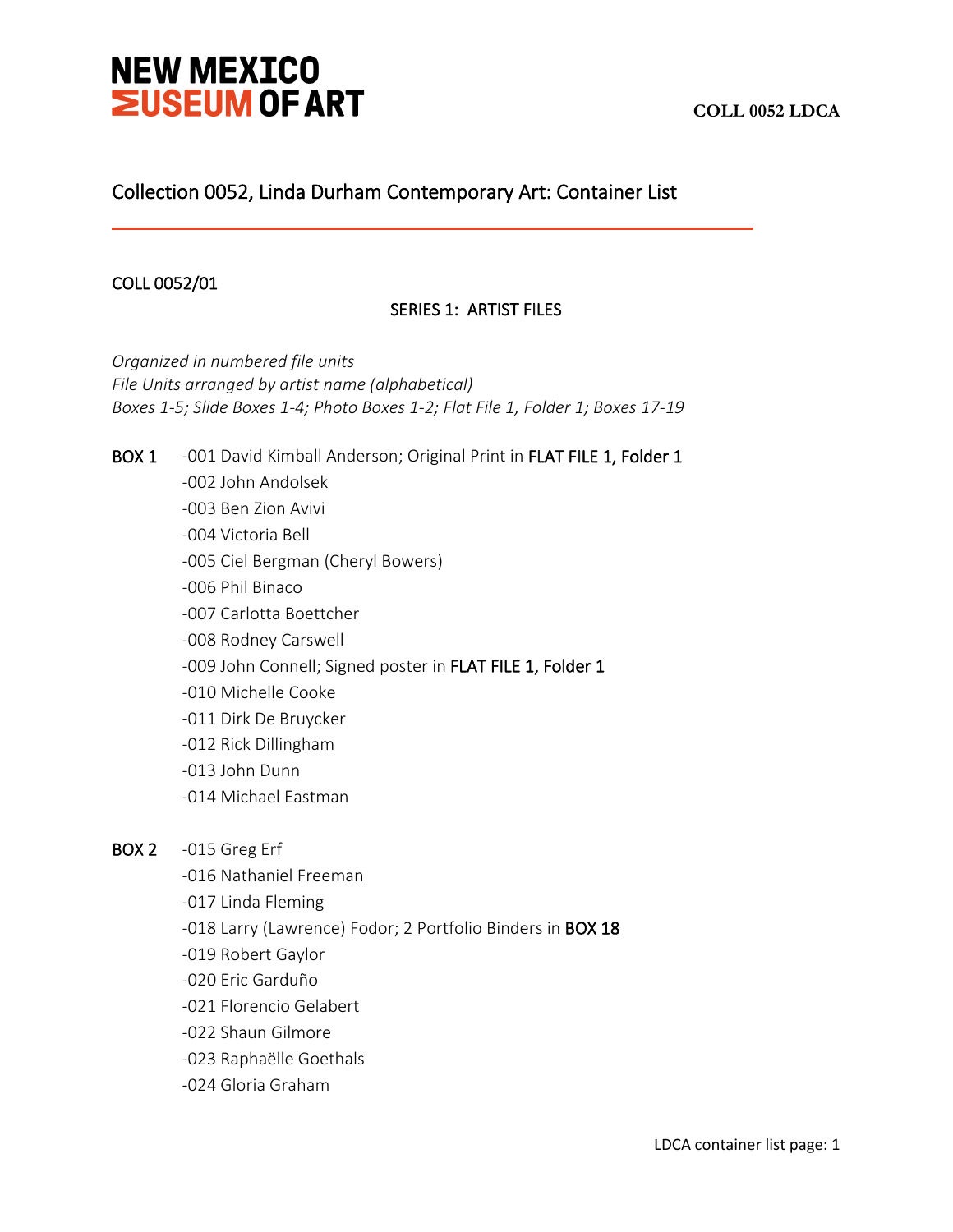# Collection 0052, Linda Durham Contemporary Art: Container List

COLL 0052/01

## SERIES 1: ARTIST FILES

*Organized in numbered file units*
*File Units arranged by artist name (alphabetical)*
*Boxes 1-5; Slide Boxes 1-4; Photo Boxes 1-2; Flat File 1, Folder 1; Boxes 17-19*

**BOX 1**

- -001 David Kimball Anderson; Original Print in **FLAT FILE 1, Folder 1**
- -002 John Andolsek
- -003 Ben Zion Avivi
- -004 Victoria Bell
- -005 Ciel Bergman (Cheryl Bowers)
- -006 Phil Binaco
- -007 Carlotta Boettcher
- -008 Rodney Carswell
- -009 John Connell; Signed poster in **FLAT FILE 1, Folder 1**
- -010 Michelle Cooke
- -011 Dirk De Bruycker
- -012 Rick Dillingham
- -013 John Dunn
- -014 Michael Eastman

**BOX 2**

- -015 Greg Erf
- -016 Nathaniel Freeman
- -017 Linda Fleming
- -018 Larry (Lawrence) Fodor; 2 Portfolio Binders in **BOX 18**
- -019 Robert Gaylor
- -020 Eric Garduño
- -021 Florencio Gelabert
- -022 Shaun Gilmore
- -023 Raphaëlle Goethals
- -024 Gloria Graham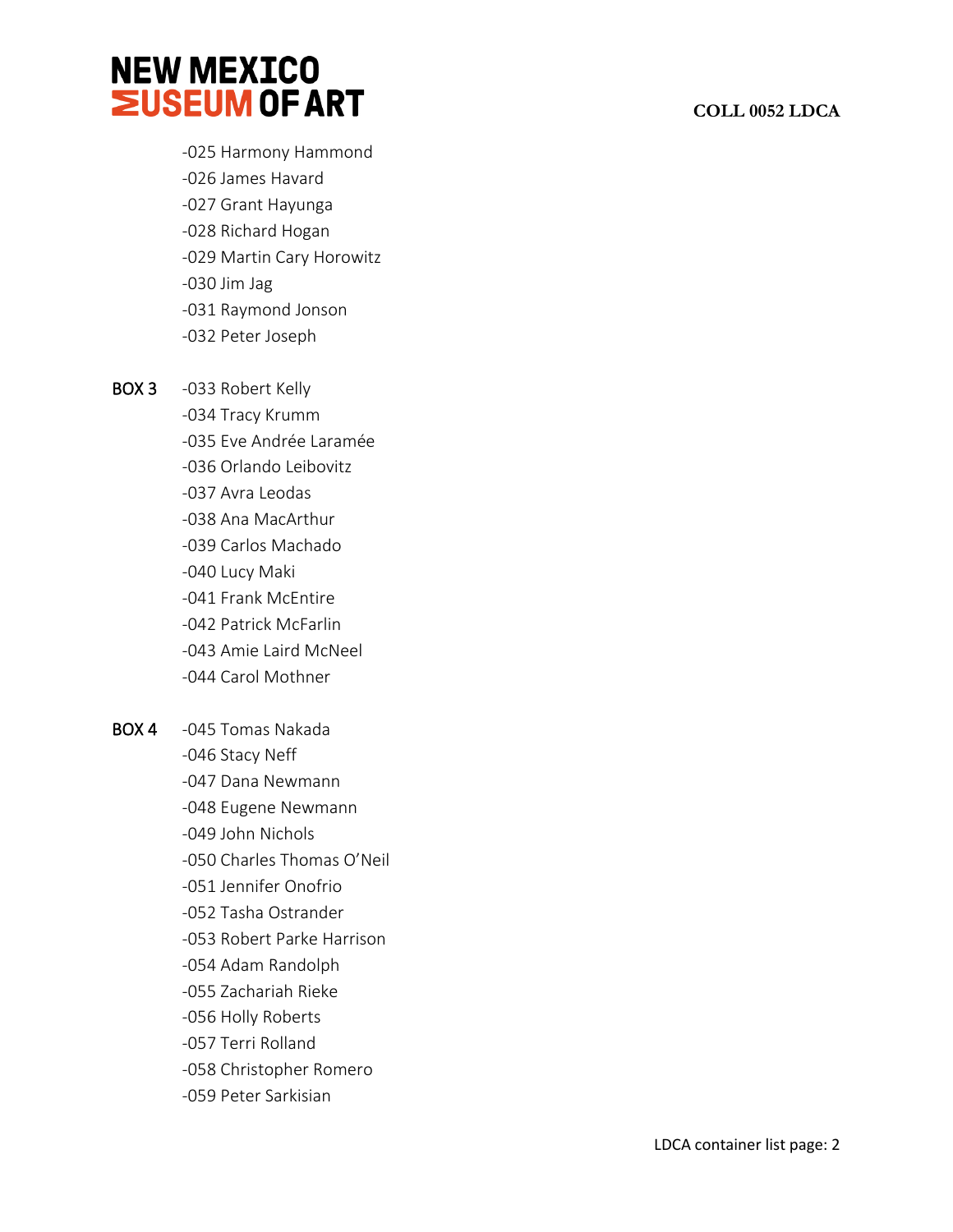-025 Harmony Hammond
-026 James Havard
-027 Grant Hayunga
-028 Richard Hogan
-029 Martin Cary Horowitz
-030 Jim Jag
-031 Raymond Jonson
-032 Peter Joseph

BOX 3 -033 Robert Kelly
-034 Tracy Krumm
-035 Eve Andrée Laramée
-036 Orlando Leibovitz
-037 Avra Leodas
-038 Ana MacArthur
-039 Carlos Machado
-040 Lucy Maki
-041 Frank McEntire
-042 Patrick McFarlin
-043 Amie Laird McNeel
-044 Carol Mothner

BOX 4 -045 Tomas Nakada
-046 Stacy Neff
-047 Dana Newmann
-048 Eugene Newmann
-049 John Nichols
-050 Charles Thomas O'Neil
-051 Jennifer Onofrio
-052 Tasha Ostrander
-053 Robert Parke Harrison
-054 Adam Randolph
-055 Zachariah Rieke
-056 Holly Roberts
-057 Terri Rolland
-058 Christopher Romero
-059 Peter Sarkisian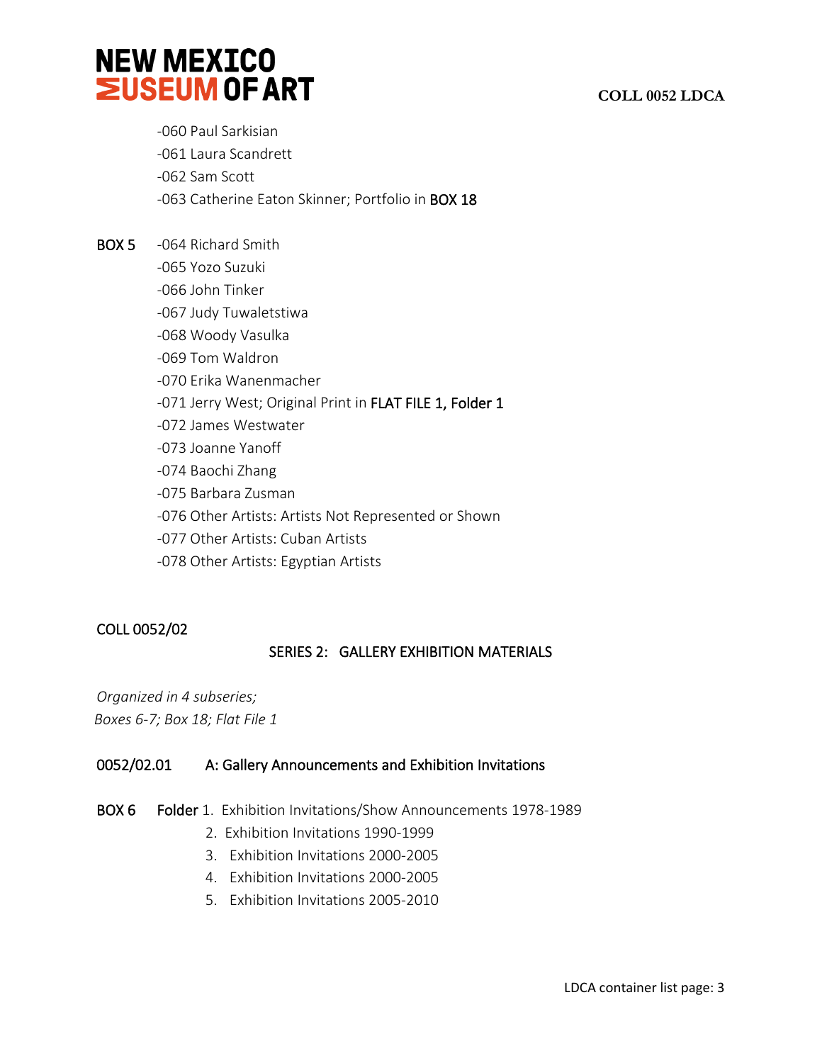-060 Paul Sarkisian
-061 Laura Scandrett
-062 Sam Scott
-063 Catherine Eaton Skinner; Portfolio in **BOX 18**

**BOX 5** -064 Richard Smith
-065 Yozo Suzuki
-066 John Tinker
-067 Judy Tuwaletstiwa
-068 Woody Vasulka
-069 Tom Waldron
-070 Erika Wanenmacher
-071 Jerry West; Original Print in **FLAT FILE 1, Folder 1**
-072 James Westwater
-073 Joanne Yanoff
-074 Baochi Zhang
-075 Barbara Zusman
-076 Other Artists: Artists Not Represented or Shown
-077 Other Artists: Cuban Artists
-078 Other Artists: Egyptian Artists

## COLL 0052/02

### SERIES 2: GALLERY EXHIBITION MATERIALS

*Organized in 4 subseries;*
*Boxes 6-7; Box 18; Flat File 1*

### 0052/02.01 A: Gallery Announcements and Exhibition Invitations

**BOX 6** **Folder** 1. Exhibition Invitations/Show Announcements 1978-1989
2. Exhibition Invitations 1990-1999
3. Exhibition Invitations 2000-2005
4. Exhibition Invitations 2000-2005
5. Exhibition Invitations 2005-2010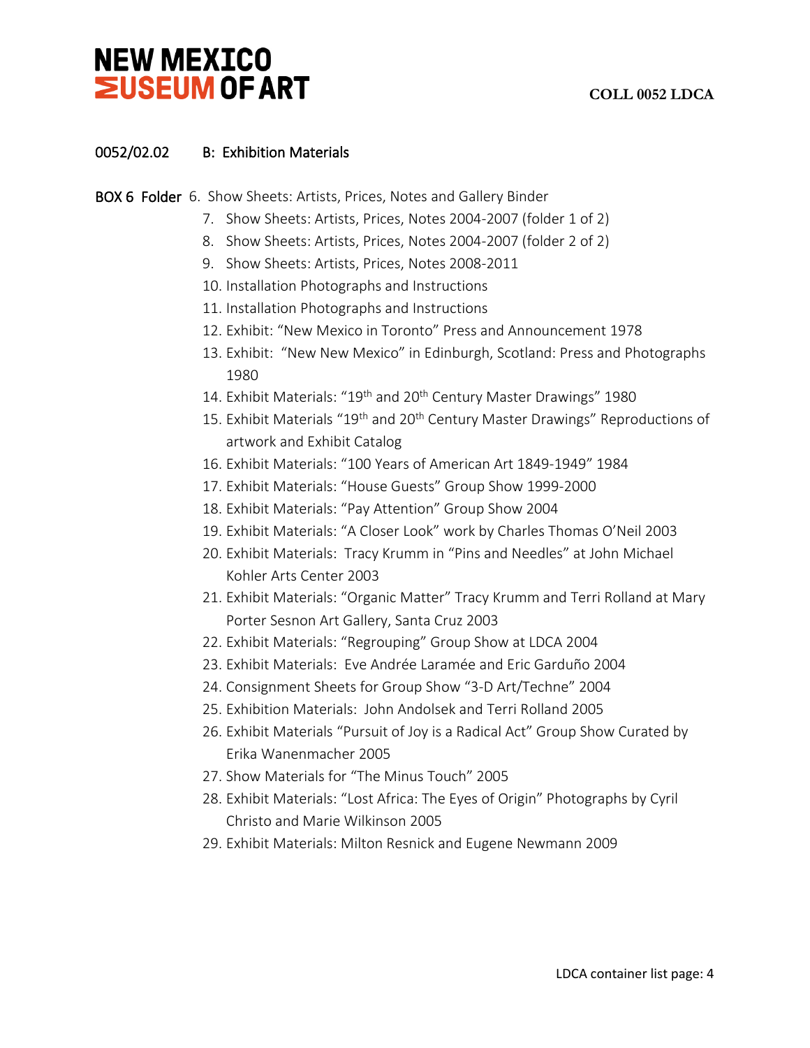## 0052/02.02 B: Exhibition Materials

**BOX 6 Folder**

6. Show Sheets: Artists, Prices, Notes and Gallery Binder
7. Show Sheets: Artists, Prices, Notes 2004-2007 (folder 1 of 2)
8. Show Sheets: Artists, Prices, Notes 2004-2007 (folder 2 of 2)
9. Show Sheets: Artists, Prices, Notes 2008-2011
10. Installation Photographs and Instructions
11. Installation Photographs and Instructions
12. Exhibit: "New Mexico in Toronto" Press and Announcement 1978
13. Exhibit: "New New Mexico" in Edinburgh, Scotland: Press and Photographs 1980
14. Exhibit Materials: "19th and 20th Century Master Drawings" 1980
15. Exhibit Materials "19th and 20th Century Master Drawings" Reproductions of artwork and Exhibit Catalog
16. Exhibit Materials: "100 Years of American Art 1849-1949" 1984
17. Exhibit Materials: "House Guests" Group Show 1999-2000
18. Exhibit Materials: "Pay Attention" Group Show 2004
19. Exhibit Materials: "A Closer Look" work by Charles Thomas O'Neil 2003
20. Exhibit Materials: Tracy Krumm in "Pins and Needles" at John Michael Kohler Arts Center 2003
21. Exhibit Materials: "Organic Matter" Tracy Krumm and Terri Rolland at Mary Porter Sesnon Art Gallery, Santa Cruz 2003
22. Exhibit Materials: "Regrouping" Group Show at LDCA 2004
23. Exhibit Materials: Eve Andrée Laramée and Eric Garduño 2004
24. Consignment Sheets for Group Show "3-D Art/Techne" 2004
25. Exhibition Materials: John Andolsek and Terri Rolland 2005
26. Exhibit Materials "Pursuit of Joy is a Radical Act" Group Show Curated by Erika Wanenmacher 2005
27. Show Materials for "The Minus Touch" 2005
28. Exhibit Materials: "Lost Africa: The Eyes of Origin" Photographs by Cyril Christo and Marie Wilkinson 2005
29. Exhibit Materials: Milton Resnick and Eugene Newmann 2009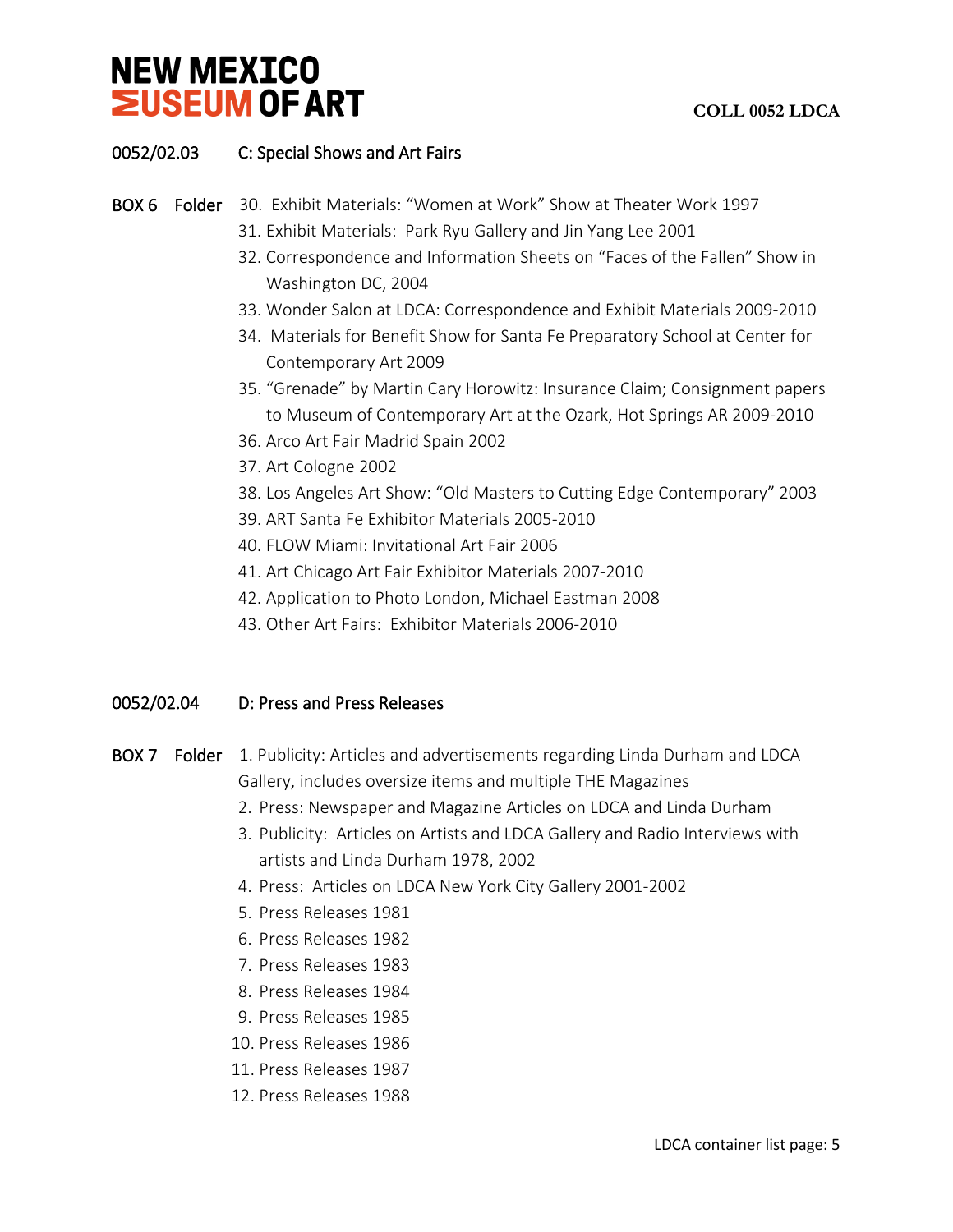## 0052/02.03 C: Special Shows and Art Fairs

**BOX 6 Folder**

30. Exhibit Materials: "Women at Work" Show at Theater Work 1997
31. Exhibit Materials: Park Ryu Gallery and Jin Yang Lee 2001
32. Correspondence and Information Sheets on "Faces of the Fallen" Show in Washington DC, 2004
33. Wonder Salon at LDCA: Correspondence and Exhibit Materials 2009-2010
34. Materials for Benefit Show for Santa Fe Preparatory School at Center for Contemporary Art 2009
35. "Grenade" by Martin Cary Horowitz: Insurance Claim; Consignment papers to Museum of Contemporary Art at the Ozark, Hot Springs AR 2009-2010
36. Arco Art Fair Madrid Spain 2002
37. Art Cologne 2002
38. Los Angeles Art Show: "Old Masters to Cutting Edge Contemporary" 2003
39. ART Santa Fe Exhibitor Materials 2005-2010
40. FLOW Miami: Invitational Art Fair 2006
41. Art Chicago Art Fair Exhibitor Materials 2007-2010
42. Application to Photo London, Michael Eastman 2008
43. Other Art Fairs: Exhibitor Materials 2006-2010

## 0052/02.04 D: Press and Press Releases

**BOX 7 Folder**

1. Publicity: Articles and advertisements regarding Linda Durham and LDCA Gallery, includes oversize items and multiple THE Magazines
2. Press: Newspaper and Magazine Articles on LDCA and Linda Durham
3. Publicity: Articles on Artists and LDCA Gallery and Radio Interviews with artists and Linda Durham 1978, 2002
4. Press: Articles on LDCA New York City Gallery 2001-2002
5. Press Releases 1981
6. Press Releases 1982
7. Press Releases 1983
8. Press Releases 1984
9. Press Releases 1985
10. Press Releases 1986
11. Press Releases 1987
12. Press Releases 1988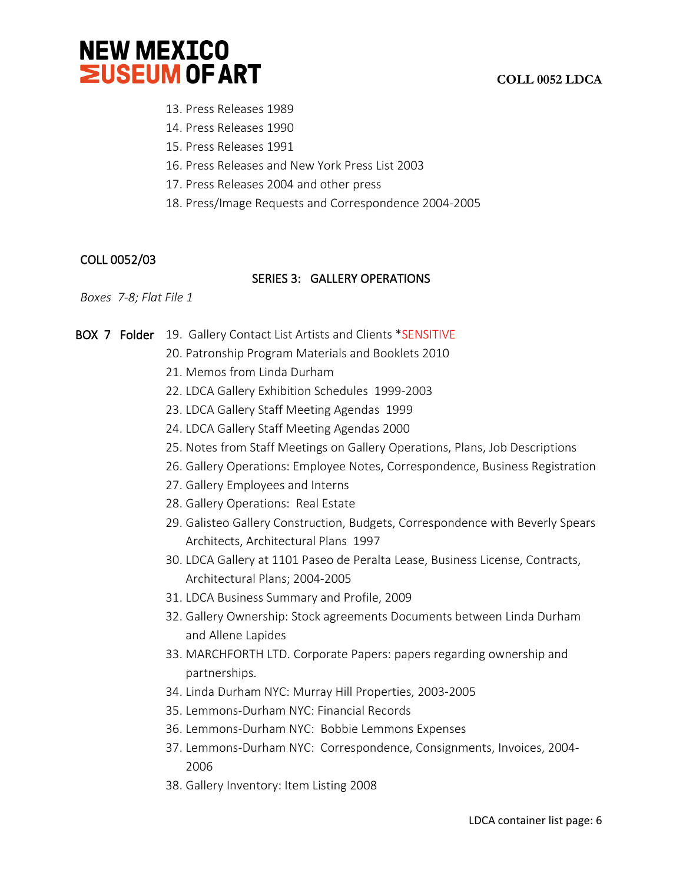13. Press Releases 1989
14. Press Releases 1990
15. Press Releases 1991
16. Press Releases and New York Press List 2003
17. Press Releases 2004 and other press
18. Press/Image Requests and Correspondence 2004-2005

COLL 0052/03

## SERIES 3: GALLERY OPERATIONS

*Boxes 7-8; Flat File 1*

**BOX 7 Folder**

19. Gallery Contact List Artists and Clients *SENSITIVE
20. Patronship Program Materials and Booklets 2010
21. Memos from Linda Durham
22. LDCA Gallery Exhibition Schedules 1999-2003
23. LDCA Gallery Staff Meeting Agendas 1999
24. LDCA Gallery Staff Meeting Agendas 2000
25. Notes from Staff Meetings on Gallery Operations, Plans, Job Descriptions
26. Gallery Operations: Employee Notes, Correspondence, Business Registration
27. Gallery Employees and Interns
28. Gallery Operations: Real Estate
29. Galisteo Gallery Construction, Budgets, Correspondence with Beverly Spears Architects, Architectural Plans 1997
30. LDCA Gallery at 1101 Paseo de Peralta Lease, Business License, Contracts, Architectural Plans; 2004-2005
31. LDCA Business Summary and Profile, 2009
32. Gallery Ownership: Stock agreements Documents between Linda Durham and Allene Lapides
33. MARCHFORTH LTD. Corporate Papers: papers regarding ownership and partnerships.
34. Linda Durham NYC: Murray Hill Properties, 2003-2005
35. Lemmons-Durham NYC: Financial Records
36. Lemmons-Durham NYC: Bobbie Lemmons Expenses
37. Lemmons-Durham NYC: Correspondence, Consignments, Invoices, 2004-2006
38. Gallery Inventory: Item Listing 2008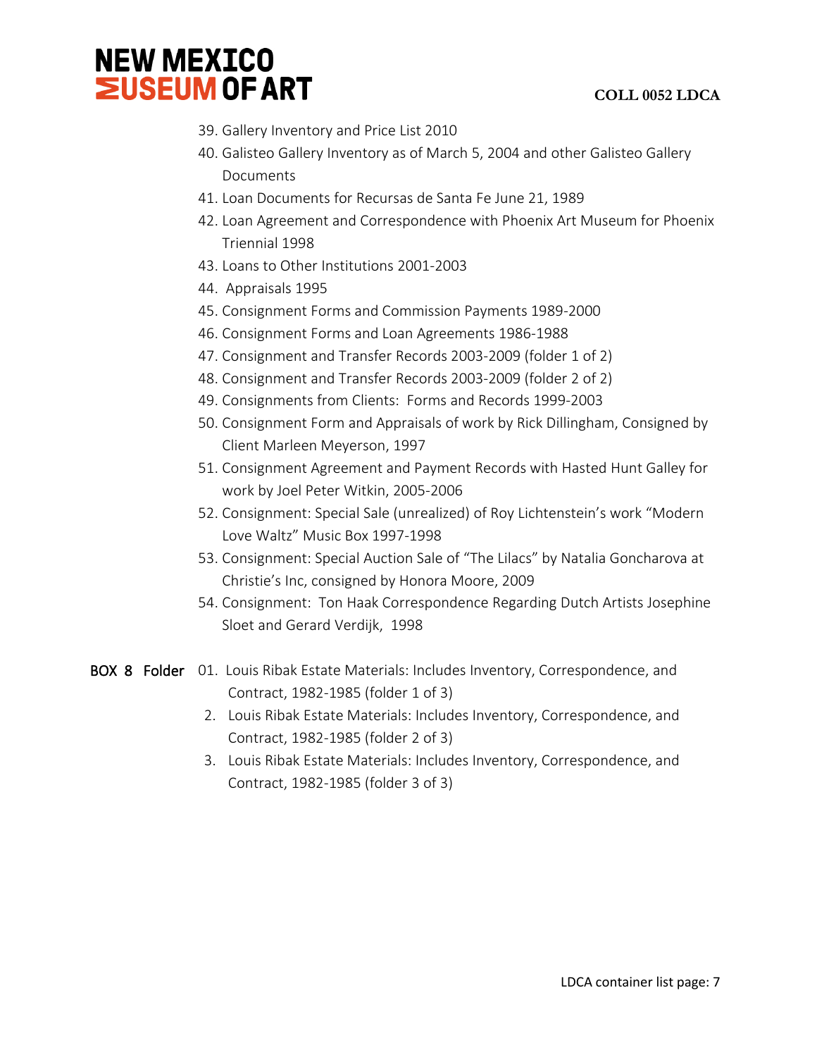39. Gallery Inventory and Price List 2010
40. Galisteo Gallery Inventory as of March 5, 2004 and other Galisteo Gallery Documents
41. Loan Documents for Recursas de Santa Fe June 21, 1989
42. Loan Agreement and Correspondence with Phoenix Art Museum for Phoenix Triennial 1998
43. Loans to Other Institutions 2001-2003
44. Appraisals 1995
45. Consignment Forms and Commission Payments 1989-2000
46. Consignment Forms and Loan Agreements 1986-1988
47. Consignment and Transfer Records 2003-2009 (folder 1 of 2)
48. Consignment and Transfer Records 2003-2009 (folder 2 of 2)
49. Consignments from Clients: Forms and Records 1999-2003
50. Consignment Form and Appraisals of work by Rick Dillingham, Consigned by Client Marleen Meyerson, 1997
51. Consignment Agreement and Payment Records with Hasted Hunt Galley for work by Joel Peter Witkin, 2005-2006
52. Consignment: Special Sale (unrealized) of Roy Lichtenstein's work "Modern Love Waltz" Music Box 1997-1998
53. Consignment: Special Auction Sale of "The Lilacs" by Natalia Goncharova at Christie's Inc, consigned by Honora Moore, 2009
54. Consignment: Ton Haak Correspondence Regarding Dutch Artists Josephine Sloet and Gerard Verdijk, 1998

**BOX 8 Folder**

01. Louis Ribak Estate Materials: Includes Inventory, Correspondence, and Contract, 1982-1985 (folder 1 of 3)
2. Louis Ribak Estate Materials: Includes Inventory, Correspondence, and Contract, 1982-1985 (folder 2 of 3)
3. Louis Ribak Estate Materials: Includes Inventory, Correspondence, and Contract, 1982-1985 (folder 3 of 3)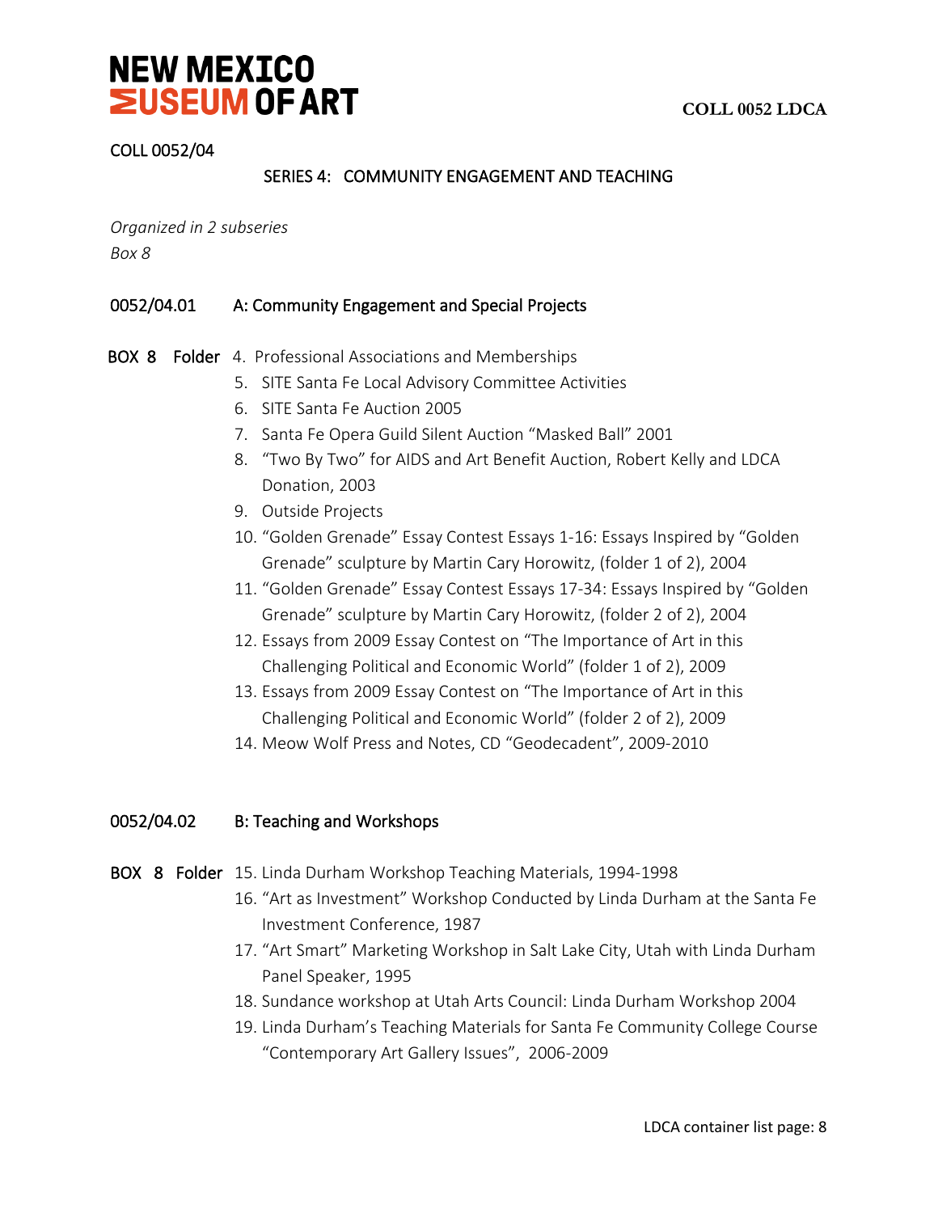COLL 0052/04

## SERIES 4: COMMUNITY ENGAGEMENT AND TEACHING

*Organized in 2 subseries*
*Box 8*

### 0052/04.01 A: Community Engagement and Special Projects

BOX 8 Folder

4. Professional Associations and Memberships
5. SITE Santa Fe Local Advisory Committee Activities
6. SITE Santa Fe Auction 2005
7. Santa Fe Opera Guild Silent Auction "Masked Ball" 2001
8. "Two By Two" for AIDS and Art Benefit Auction, Robert Kelly and LDCA Donation, 2003
9. Outside Projects
10. "Golden Grenade" Essay Contest Essays 1-16: Essays Inspired by "Golden Grenade" sculpture by Martin Cary Horowitz, (folder 1 of 2), 2004
11. "Golden Grenade" Essay Contest Essays 17-34: Essays Inspired by "Golden Grenade" sculpture by Martin Cary Horowitz, (folder 2 of 2), 2004
12. Essays from 2009 Essay Contest on "The Importance of Art in this Challenging Political and Economic World" (folder 1 of 2), 2009
13. Essays from 2009 Essay Contest on "The Importance of Art in this Challenging Political and Economic World" (folder 2 of 2), 2009
14. Meow Wolf Press and Notes, CD "Geodecadent", 2009-2010

### 0052/04.02 B: Teaching and Workshops

BOX 8 Folder

15. Linda Durham Workshop Teaching Materials, 1994-1998
16. "Art as Investment" Workshop Conducted by Linda Durham at the Santa Fe Investment Conference, 1987
17. "Art Smart" Marketing Workshop in Salt Lake City, Utah with Linda Durham Panel Speaker, 1995
18. Sundance workshop at Utah Arts Council: Linda Durham Workshop 2004
19. Linda Durham's Teaching Materials for Santa Fe Community College Course "Contemporary Art Gallery Issues", 2006-2009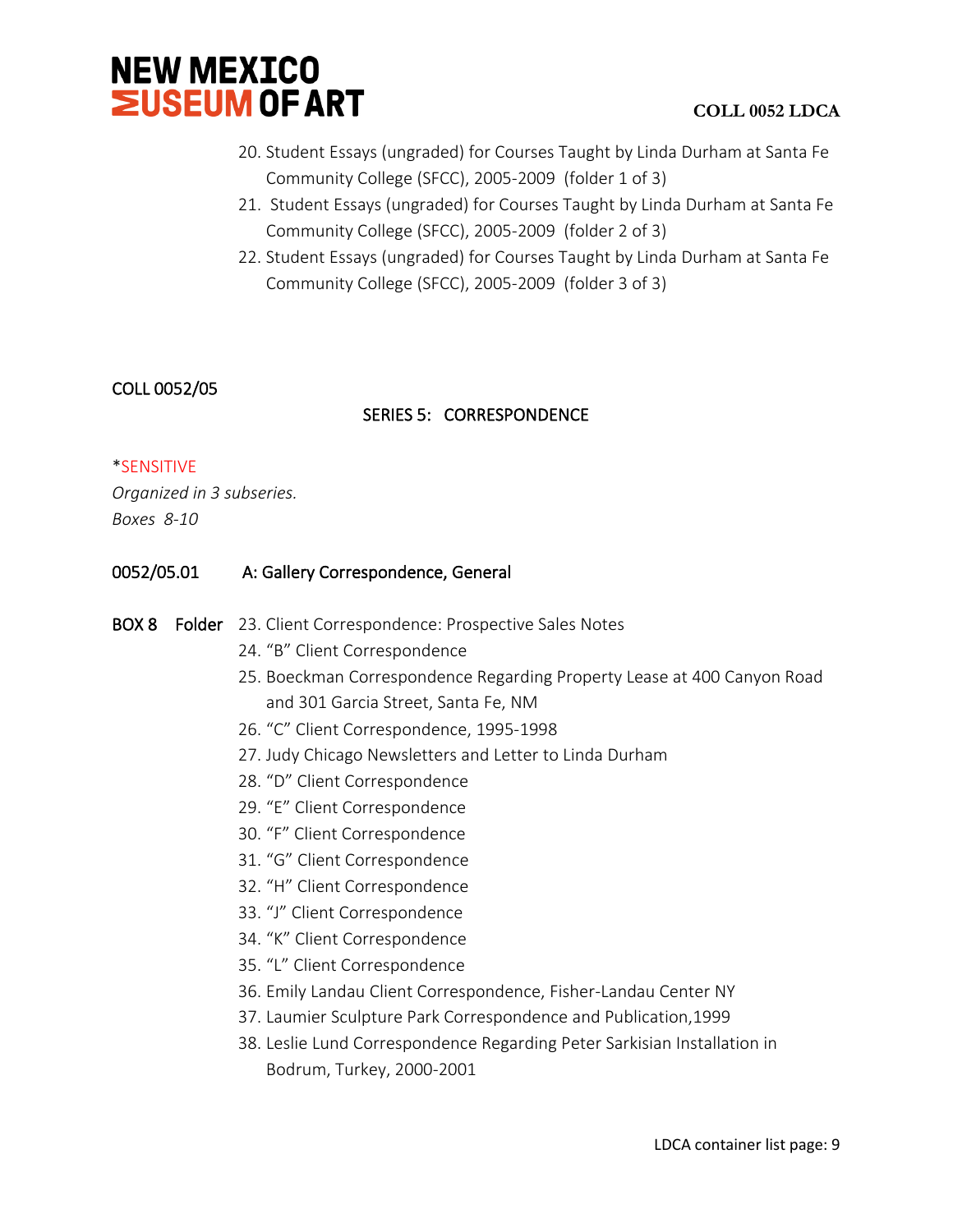20. Student Essays (ungraded) for Courses Taught by Linda Durham at Santa Fe Community College (SFCC), 2005-2009 (folder 1 of 3)
21. Student Essays (ungraded) for Courses Taught by Linda Durham at Santa Fe Community College (SFCC), 2005-2009 (folder 2 of 3)
22. Student Essays (ungraded) for Courses Taught by Linda Durham at Santa Fe Community College (SFCC), 2005-2009 (folder 3 of 3)

COLL 0052/05

## SERIES 5: CORRESPONDENCE

*SENSITIVE

*Organized in 3 subseries.*
*Boxes 8-10*

### 0052/05.01 A: Gallery Correspondence, General

**BOX 8** Folder

23. Client Correspondence: Prospective Sales Notes
24. "B" Client Correspondence
25. Boeckman Correspondence Regarding Property Lease at 400 Canyon Road and 301 Garcia Street, Santa Fe, NM
26. "C" Client Correspondence, 1995-1998
27. Judy Chicago Newsletters and Letter to Linda Durham
28. "D" Client Correspondence
29. "E" Client Correspondence
30. "F" Client Correspondence
31. "G" Client Correspondence
32. "H" Client Correspondence
33. "J" Client Correspondence
34. "K" Client Correspondence
35. "L" Client Correspondence
36. Emily Landau Client Correspondence, Fisher-Landau Center NY
37. Laumier Sculpture Park Correspondence and Publication,1999
38. Leslie Lund Correspondence Regarding Peter Sarkisian Installation in Bodrum, Turkey, 2000-2001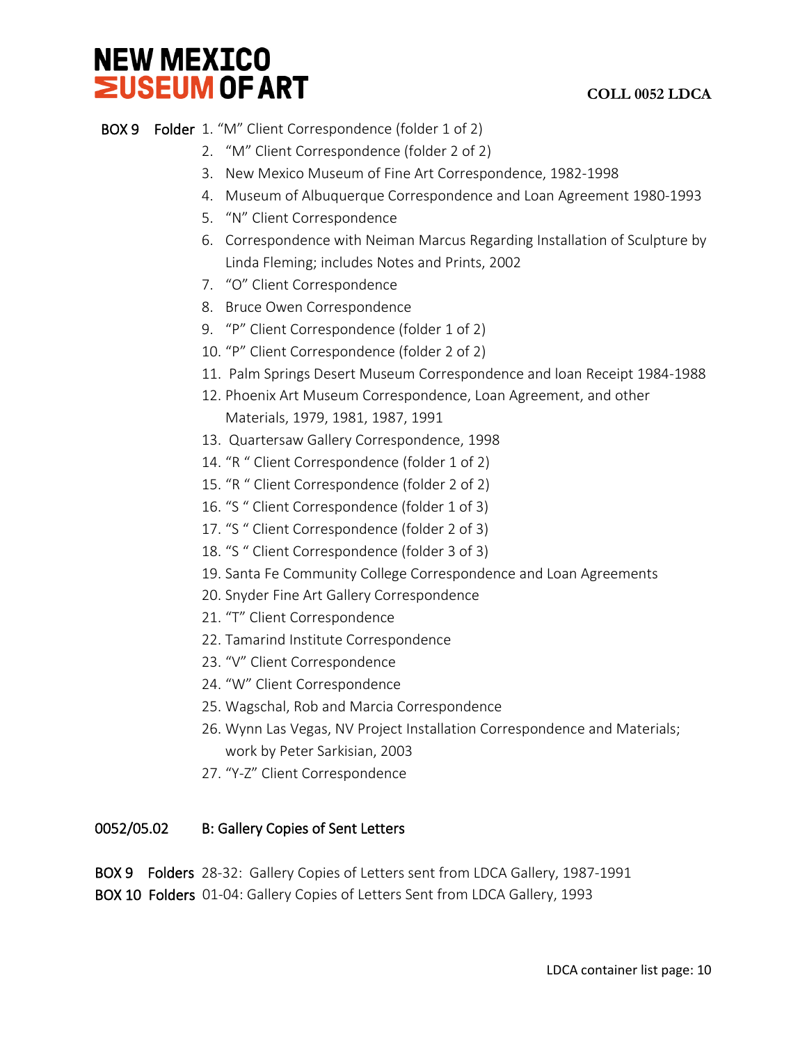BOX 9 Folder

1. "M" Client Correspondence (folder 1 of 2)
2. "M" Client Correspondence (folder 2 of 2)
3. New Mexico Museum of Fine Art Correspondence, 1982-1998
4. Museum of Albuquerque Correspondence and Loan Agreement 1980-1993
5. "N" Client Correspondence
6. Correspondence with Neiman Marcus Regarding Installation of Sculpture by Linda Fleming; includes Notes and Prints, 2002
7. "O" Client Correspondence
8. Bruce Owen Correspondence
9. "P" Client Correspondence (folder 1 of 2)
10. "P" Client Correspondence (folder 2 of 2)
11. Palm Springs Desert Museum Correspondence and loan Receipt 1984-1988
12. Phoenix Art Museum Correspondence, Loan Agreement, and other Materials, 1979, 1981, 1987, 1991
13. Quartersaw Gallery Correspondence, 1998
14. "R " Client Correspondence (folder 1 of 2)
15. "R " Client Correspondence (folder 2 of 2)
16. "S " Client Correspondence (folder 1 of 3)
17. "S " Client Correspondence (folder 2 of 3)
18. "S " Client Correspondence (folder 3 of 3)
19. Santa Fe Community College Correspondence and Loan Agreements
20. Snyder Fine Art Gallery Correspondence
21. "T" Client Correspondence
22. Tamarind Institute Correspondence
23. "V" Client Correspondence
24. "W" Client Correspondence
25. Wagschal, Rob and Marcia Correspondence
26. Wynn Las Vegas, NV Project Installation Correspondence and Materials; work by Peter Sarkisian, 2003
27. "Y-Z" Client Correspondence

## 0052/05.02 B: Gallery Copies of Sent Letters

BOX 9 Folders 28-32: Gallery Copies of Letters sent from LDCA Gallery, 1987-1991

BOX 10 Folders 01-04: Gallery Copies of Letters Sent from LDCA Gallery, 1993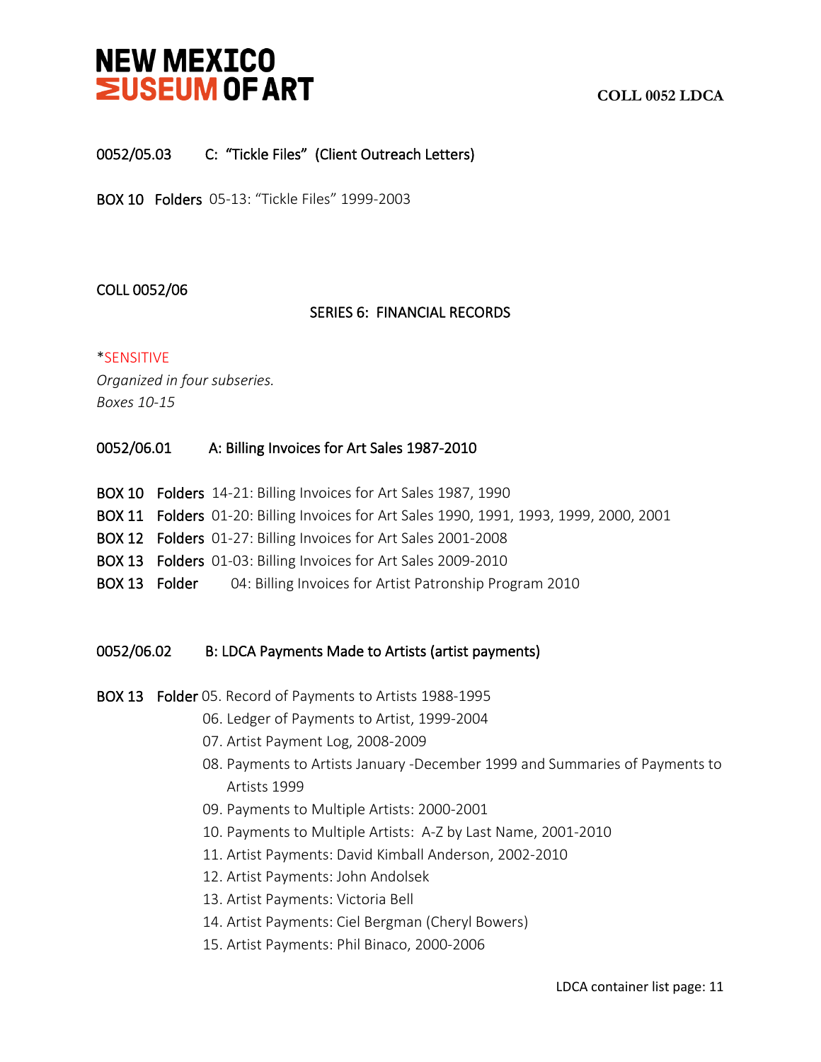0052/05.03 C: "Tickle Files" (Client Outreach Letters)

BOX 10 Folders 05-13: "Tickle Files" 1999-2003

COLL 0052/06

## SERIES 6: FINANCIAL RECORDS

*SENSITIVE

*Organized in four subseries.*

*Boxes 10-15*

0052/06.01 A: Billing Invoices for Art Sales 1987-2010

BOX 10 Folders 14-21: Billing Invoices for Art Sales 1987, 1990

BOX 11 Folders 01-20: Billing Invoices for Art Sales 1990, 1991, 1993, 1999, 2000, 2001

BOX 12 Folders 01-27: Billing Invoices for Art Sales 2001-2008

BOX 13 Folders 01-03: Billing Invoices for Art Sales 2009-2010

BOX 13 Folder 04: Billing Invoices for Artist Patronship Program 2010

0052/06.02 B: LDCA Payments Made to Artists (artist payments)

BOX 13 Folder 05. Record of Payments to Artists 1988-1995

06. Ledger of Payments to Artist, 1999-2004
07. Artist Payment Log, 2008-2009
08. Payments to Artists January -December 1999 and Summaries of Payments to Artists 1999
09. Payments to Multiple Artists: 2000-2001
10. Payments to Multiple Artists: A-Z by Last Name, 2001-2010
11. Artist Payments: David Kimball Anderson, 2002-2010
12. Artist Payments: John Andolsek
13. Artist Payments: Victoria Bell
14. Artist Payments: Ciel Bergman (Cheryl Bowers)
15. Artist Payments: Phil Binaco, 2000-2006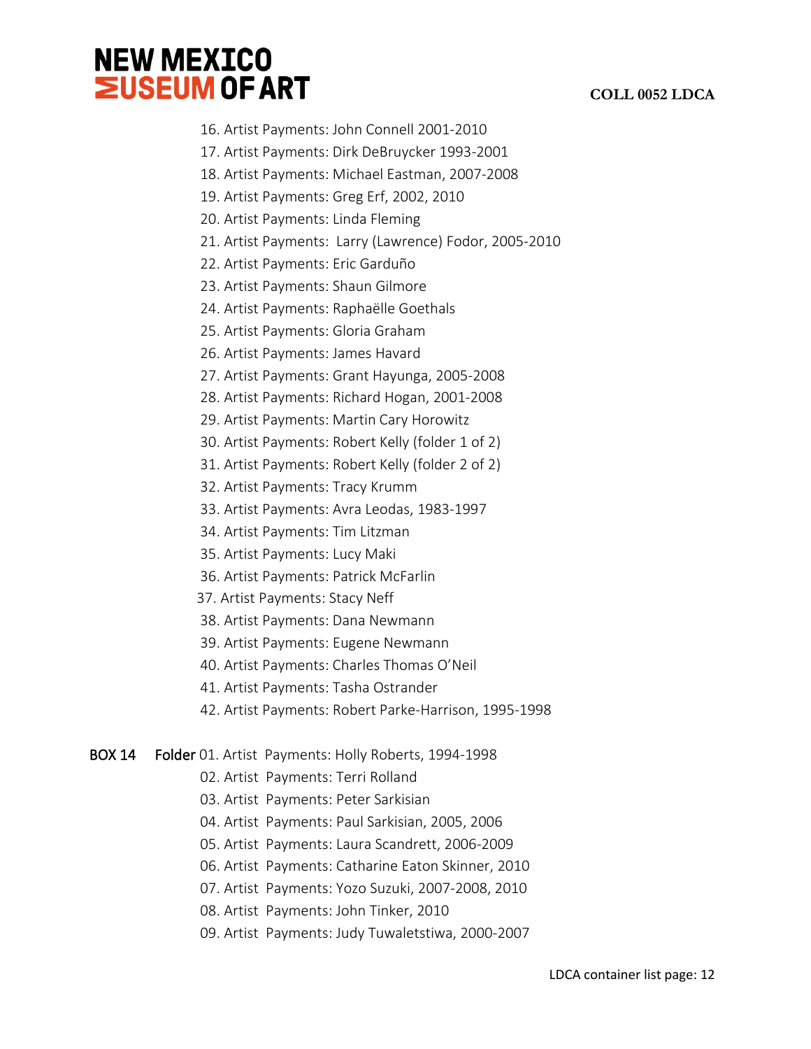16. Artist Payments: John Connell 2001-2010
17. Artist Payments: Dirk DeBruycker 1993-2001
18. Artist Payments: Michael Eastman, 2007-2008
19. Artist Payments: Greg Erf, 2002, 2010
20. Artist Payments: Linda Fleming
21. Artist Payments: Larry (Lawrence) Fodor, 2005-2010
22. Artist Payments: Eric Garduño
23. Artist Payments: Shaun Gilmore
24. Artist Payments: Raphaëlle Goethals
25. Artist Payments: Gloria Graham
26. Artist Payments: James Havard
27. Artist Payments: Grant Hayunga, 2005-2008
28. Artist Payments: Richard Hogan, 2001-2008
29. Artist Payments: Martin Cary Horowitz
30. Artist Payments: Robert Kelly (folder 1 of 2)
31. Artist Payments: Robert Kelly (folder 2 of 2)
32. Artist Payments: Tracy Krumm
33. Artist Payments: Avra Leodas, 1983-1997
34. Artist Payments: Tim Litzman
35. Artist Payments: Lucy Maki
36. Artist Payments: Patrick McFarlin
37. Artist Payments: Stacy Neff
38. Artist Payments: Dana Newmann
39. Artist Payments: Eugene Newmann
40. Artist Payments: Charles Thomas O'Neil
41. Artist Payments: Tasha Ostrander
42. Artist Payments: Robert Parke-Harrison, 1995-1998

BOX 14 Folder 01. Artist Payments: Holly Roberts, 1994-1998

02. Artist Payments: Terri Rolland
03. Artist Payments: Peter Sarkisian
04. Artist Payments: Paul Sarkisian, 2005, 2006
05. Artist Payments: Laura Scandrett, 2006-2009
06. Artist Payments: Catharine Eaton Skinner, 2010
07. Artist Payments: Yozo Suzuki, 2007-2008, 2010
08. Artist Payments: John Tinker, 2010
09. Artist Payments: Judy Tuwaletstiwa, 2000-2007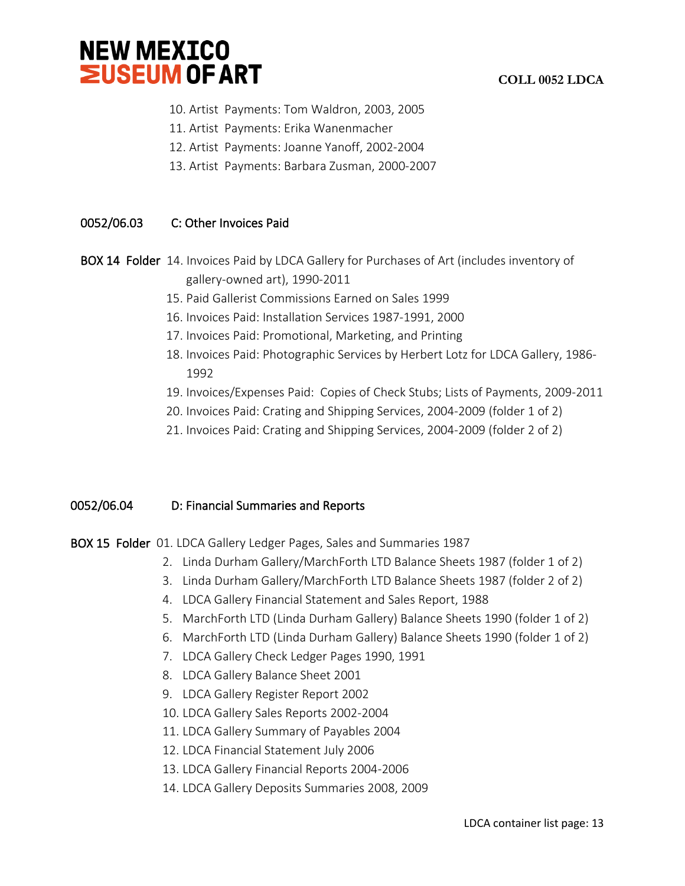10. Artist Payments: Tom Waldron, 2003, 2005
11. Artist Payments: Erika Wanenmacher
12. Artist Payments: Joanne Yanoff, 2002-2004
13. Artist Payments: Barbara Zusman, 2000-2007

## 0052/06.03 C: Other Invoices Paid

BOX 14 Folder 14. Invoices Paid by LDCA Gallery for Purchases of Art (includes inventory of gallery-owned art), 1990-2011

15. Paid Gallerist Commissions Earned on Sales 1999
16. Invoices Paid: Installation Services 1987-1991, 2000
17. Invoices Paid: Promotional, Marketing, and Printing
18. Invoices Paid: Photographic Services by Herbert Lotz for LDCA Gallery, 1986-1992
19. Invoices/Expenses Paid: Copies of Check Stubs; Lists of Payments, 2009-2011
20. Invoices Paid: Crating and Shipping Services, 2004-2009 (folder 1 of 2)
21. Invoices Paid: Crating and Shipping Services, 2004-2009 (folder 2 of 2)

## 0052/06.04 D: Financial Summaries and Reports

BOX 15 Folder 01. LDCA Gallery Ledger Pages, Sales and Summaries 1987

2. Linda Durham Gallery/MarchForth LTD Balance Sheets 1987 (folder 1 of 2)
3. Linda Durham Gallery/MarchForth LTD Balance Sheets 1987 (folder 2 of 2)
4. LDCA Gallery Financial Statement and Sales Report, 1988
5. MarchForth LTD (Linda Durham Gallery) Balance Sheets 1990 (folder 1 of 2)
6. MarchForth LTD (Linda Durham Gallery) Balance Sheets 1990 (folder 1 of 2)
7. LDCA Gallery Check Ledger Pages 1990, 1991
8. LDCA Gallery Balance Sheet 2001
9. LDCA Gallery Register Report 2002
10. LDCA Gallery Sales Reports 2002-2004
11. LDCA Gallery Summary of Payables 2004
12. LDCA Financial Statement July 2006
13. LDCA Gallery Financial Reports 2004-2006
14. LDCA Gallery Deposits Summaries 2008, 2009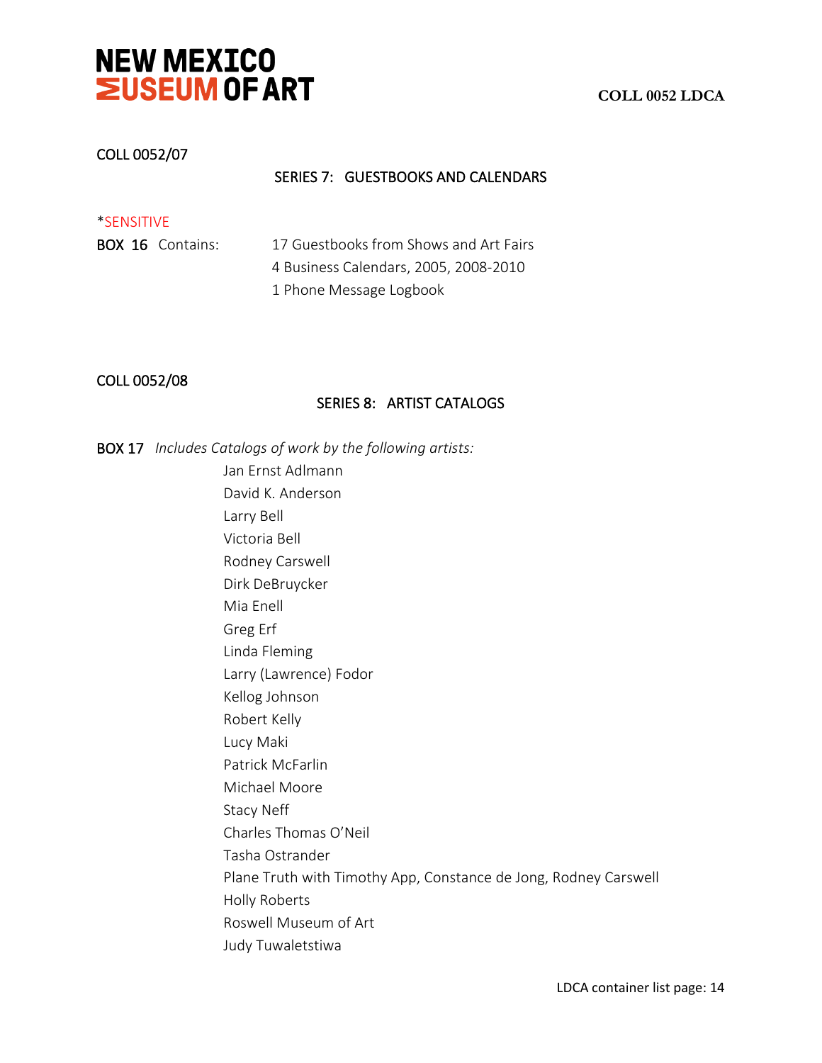COLL 0052/07

## SERIES 7: GUESTBOOKS AND CALENDARS

*SENSITIVE

**BOX 16** Contains:

17 Guestbooks from Shows and Art Fairs
4 Business Calendars, 2005, 2008-2010
1 Phone Message Logbook

COLL 0052/08

## SERIES 8: ARTIST CATALOGS

**BOX 17** *Includes Catalogs of work by the following artists:*

Jan Ernst Adlmann
David K. Anderson
Larry Bell
Victoria Bell
Rodney Carswell
Dirk DeBruycker
Mia Enell
Greg Erf
Linda Fleming
Larry (Lawrence) Fodor
Kellog Johnson
Robert Kelly
Lucy Maki
Patrick McFarlin
Michael Moore
Stacy Neff
Charles Thomas O'Neil
Tasha Ostrander
Plane Truth with Timothy App, Constance de Jong, Rodney Carswell
Holly Roberts
Roswell Museum of Art
Judy Tuwaletstiwa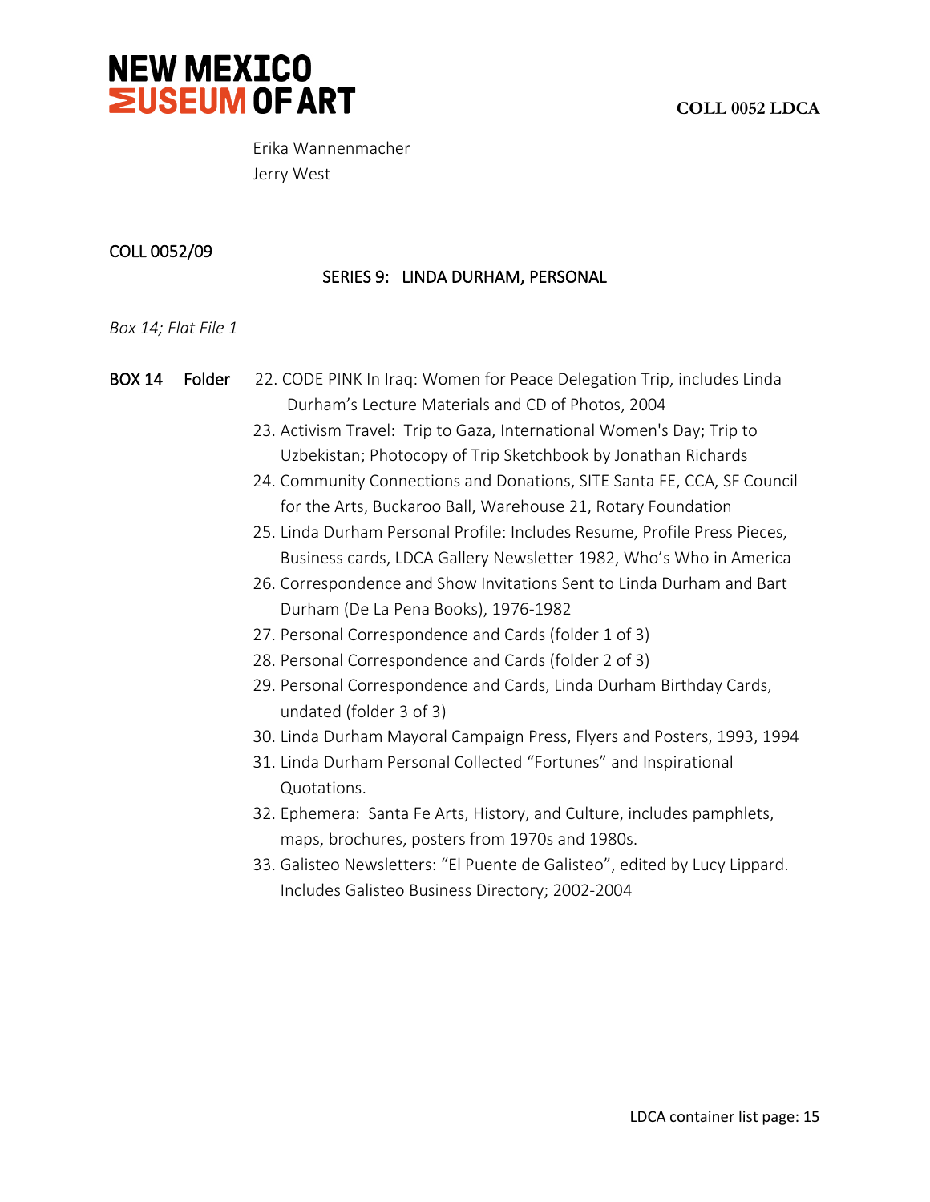Erika Wannenmacher
Jerry West

COLL 0052/09

## SERIES 9: LINDA DURHAM, PERSONAL

*Box 14; Flat File 1*

**BOX 14 Folder**

22. CODE PINK In Iraq: Women for Peace Delegation Trip, includes Linda Durham's Lecture Materials and CD of Photos, 2004
23. Activism Travel: Trip to Gaza, International Women's Day; Trip to Uzbekistan; Photocopy of Trip Sketchbook by Jonathan Richards
24. Community Connections and Donations, SITE Santa FE, CCA, SF Council for the Arts, Buckaroo Ball, Warehouse 21, Rotary Foundation
25. Linda Durham Personal Profile: Includes Resume, Profile Press Pieces, Business cards, LDCA Gallery Newsletter 1982, Who's Who in America
26. Correspondence and Show Invitations Sent to Linda Durham and Bart Durham (De La Pena Books), 1976-1982
27. Personal Correspondence and Cards (folder 1 of 3)
28. Personal Correspondence and Cards (folder 2 of 3)
29. Personal Correspondence and Cards, Linda Durham Birthday Cards, undated (folder 3 of 3)
30. Linda Durham Mayoral Campaign Press, Flyers and Posters, 1993, 1994
31. Linda Durham Personal Collected "Fortunes" and Inspirational Quotations.
32. Ephemera: Santa Fe Arts, History, and Culture, includes pamphlets, maps, brochures, posters from 1970s and 1980s.
33. Galisteo Newsletters: "El Puente de Galisteo", edited by Lucy Lippard. Includes Galisteo Business Directory; 2002-2004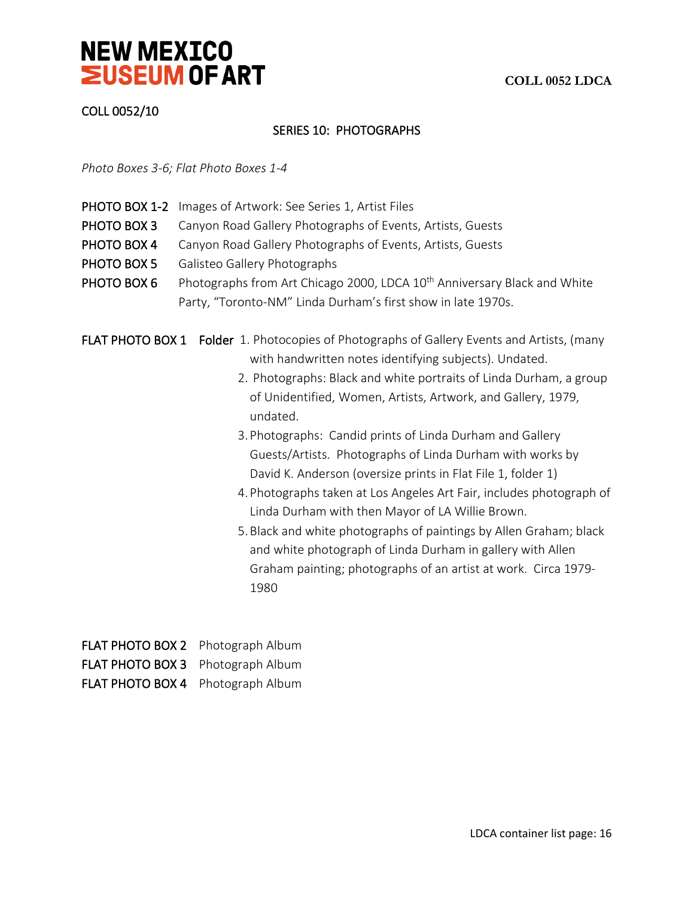COLL 0052/10

## SERIES 10: PHOTOGRAPHS

*Photo Boxes 3-6; Flat Photo Boxes 1-4*

**PHOTO BOX 1-2** Images of Artwork: See Series 1, Artist Files

**PHOTO BOX 3** Canyon Road Gallery Photographs of Events, Artists, Guests

**PHOTO BOX 4** Canyon Road Gallery Photographs of Events, Artists, Guests

**PHOTO BOX 5** Galisteo Gallery Photographs

**PHOTO BOX 6** Photographs from Art Chicago 2000, LDCA 10th Anniversary Black and White Party, "Toronto-NM" Linda Durham's first show in late 1970s.

**FLAT PHOTO BOX 1** **Folder**

1. Photocopies of Photographs of Gallery Events and Artists, (many with handwritten notes identifying subjects). Undated.
2. Photographs: Black and white portraits of Linda Durham, a group of Unidentified, Women, Artists, Artwork, and Gallery, 1979, undated.
3. Photographs: Candid prints of Linda Durham and Gallery Guests/Artists. Photographs of Linda Durham with works by David K. Anderson (oversize prints in Flat File 1, folder 1)
4. Photographs taken at Los Angeles Art Fair, includes photograph of Linda Durham with then Mayor of LA Willie Brown.
5. Black and white photographs of paintings by Allen Graham; black and white photograph of Linda Durham in gallery with Allen Graham painting; photographs of an artist at work. Circa 1979-1980

**FLAT PHOTO BOX 2** Photograph Album

**FLAT PHOTO BOX 3** Photograph Album

**FLAT PHOTO BOX 4** Photograph Album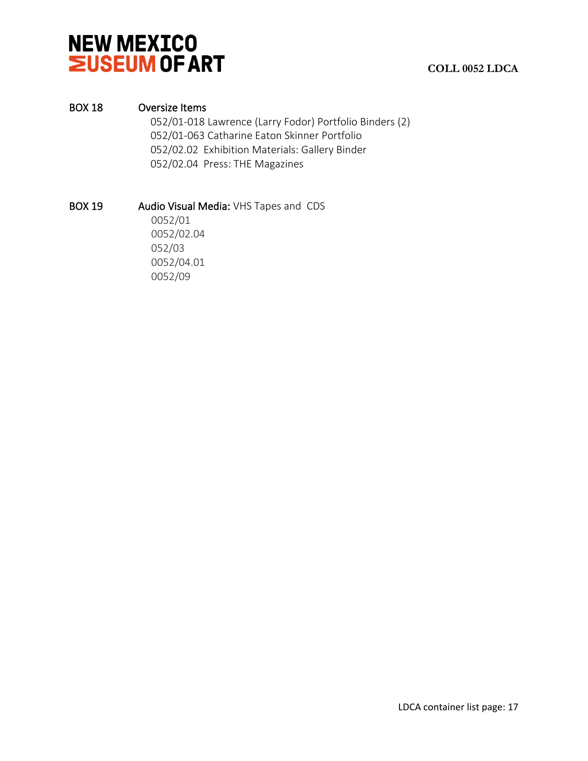## BOX 18 Oversize Items

052/01-018 Lawrence (Larry Fodor) Portfolio Binders (2)
052/01-063 Catharine Eaton Skinner Portfolio
052/02.02 Exhibition Materials: Gallery Binder
052/02.04 Press: THE Magazines

## BOX 19 Audio Visual Media: VHS Tapes and CDS

0052/01
0052/02.04
052/03
0052/04.01
0052/09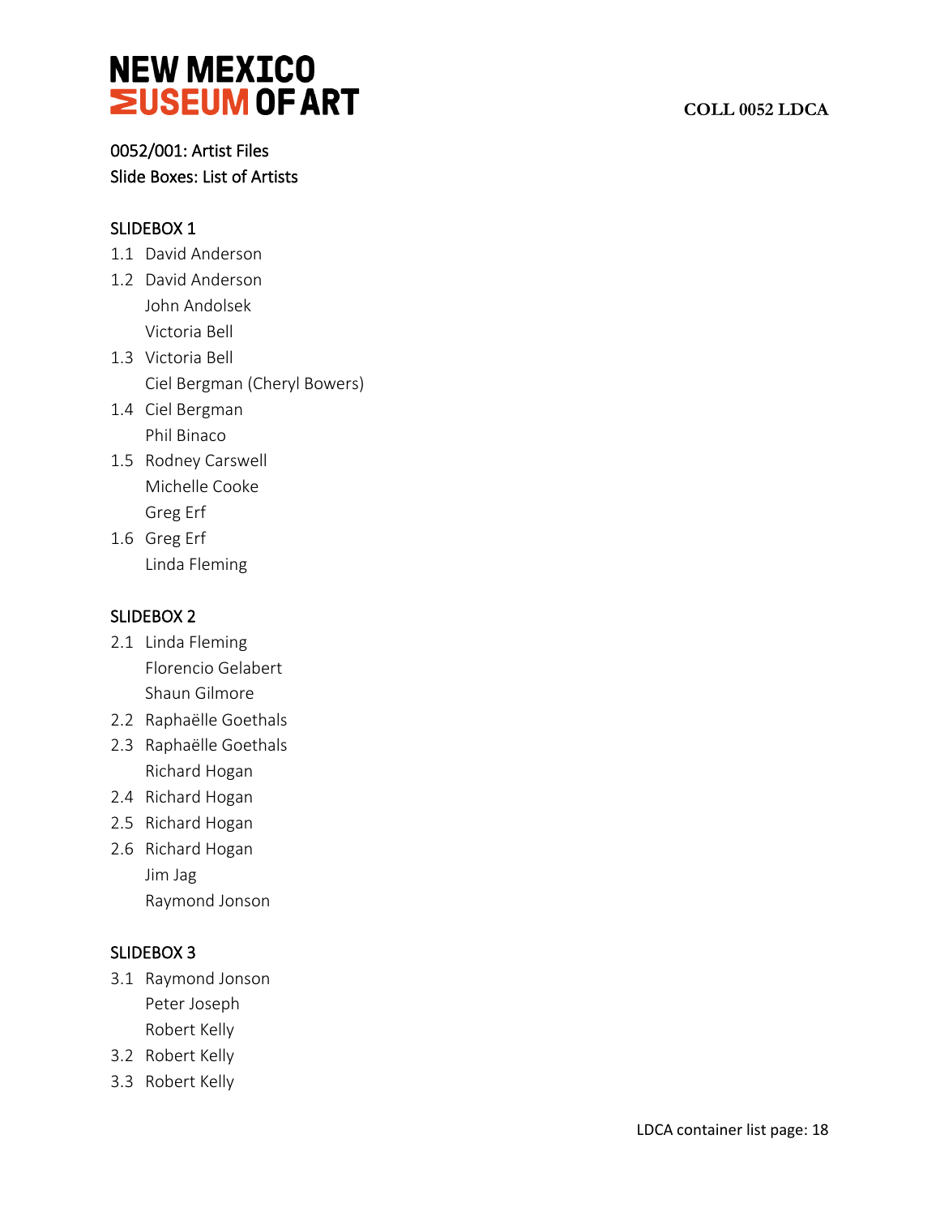# NEW MEXICO MUSEUM OF ART

**COLL 0052 LDCA**

0052/001: Artist Files
Slide Boxes: List of Artists

## SLIDEBOX 1

1.1 David Anderson
1.2 David Anderson
    John Andolsek
    Victoria Bell
1.3 Victoria Bell
    Ciel Bergman (Cheryl Bowers)
1.4 Ciel Bergman
    Phil Binaco
1.5 Rodney Carswell
    Michelle Cooke
    Greg Erf
1.6 Greg Erf
    Linda Fleming

## SLIDEBOX 2

2.1 Linda Fleming
    Florencio Gelabert
    Shaun Gilmore
2.2 Raphaëlle Goethals
2.3 Raphaëlle Goethals
    Richard Hogan
2.4 Richard Hogan
2.5 Richard Hogan
2.6 Richard Hogan
    Jim Jag
    Raymond Jonson

## SLIDEBOX 3

3.1 Raymond Jonson
    Peter Joseph
    Robert Kelly
3.2 Robert Kelly
3.3 Robert Kelly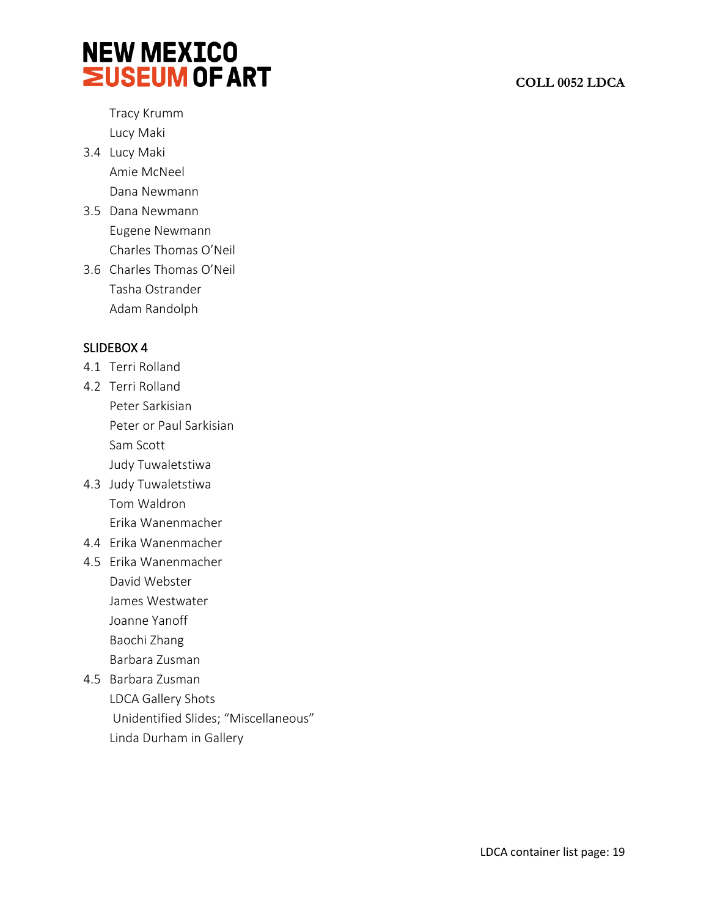Tracy Krumm
Lucy Maki

3.4 Lucy Maki
Amie McNeel
Dana Newmann

3.5 Dana Newmann
Eugene Newmann
Charles Thomas O'Neil

3.6 Charles Thomas O'Neil
Tasha Ostrander
Adam Randolph

## SLIDEBOX 4

4.1 Terri Rolland

4.2 Terri Rolland
Peter Sarkisian
Peter or Paul Sarkisian
Sam Scott
Judy Tuwaletstiwa

4.3 Judy Tuwaletstiwa
Tom Waldron
Erika Wanenmacher

4.4 Erika Wanenmacher

4.5 Erika Wanenmacher
David Webster
James Westwater
Joanne Yanoff
Baochi Zhang
Barbara Zusman

4.5 Barbara Zusman
LDCA Gallery Shots
Unidentified Slides; "Miscellaneous"
Linda Durham in Gallery